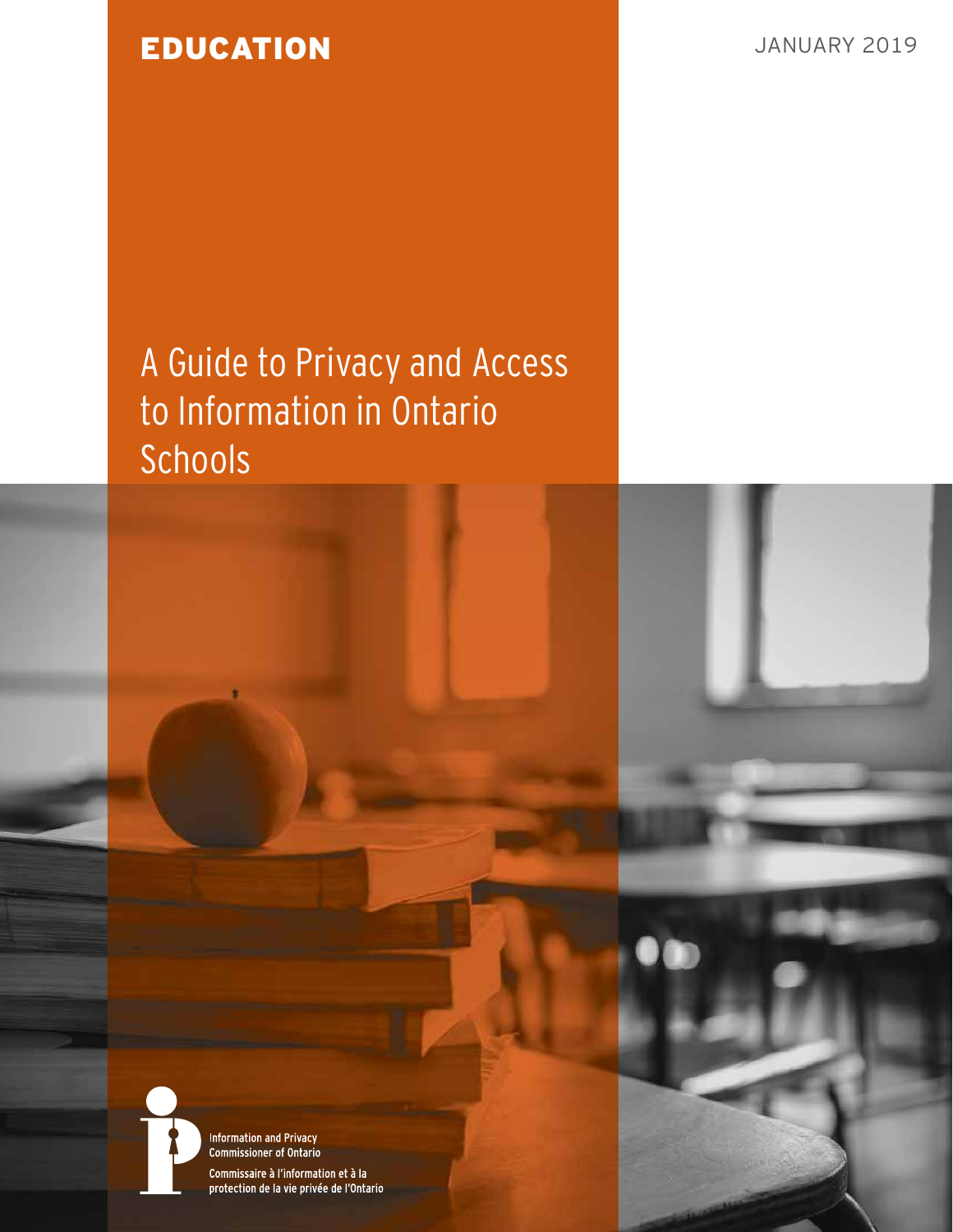EDUCATION

JANUARY 2019

# A Guide to Privacy and Access to Information in Ontario Schools

Information and Privacy Commissioner of Ontario

Commissaire à l'information et à la protection de la vie privée de l'Ontario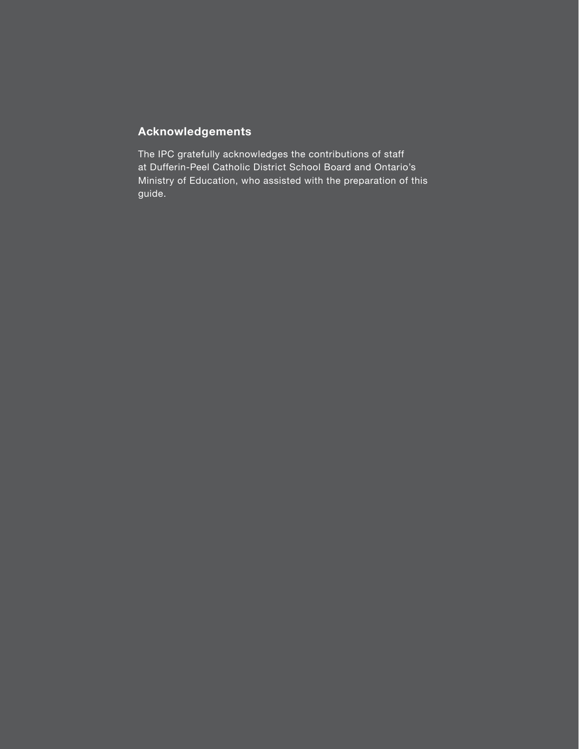## Acknowledgements

The IPC gratefully acknowledges the contributions of staff at Dufferin-Peel Catholic District School Board and Ontario's Ministry of Education, who assisted with the preparation of this guide.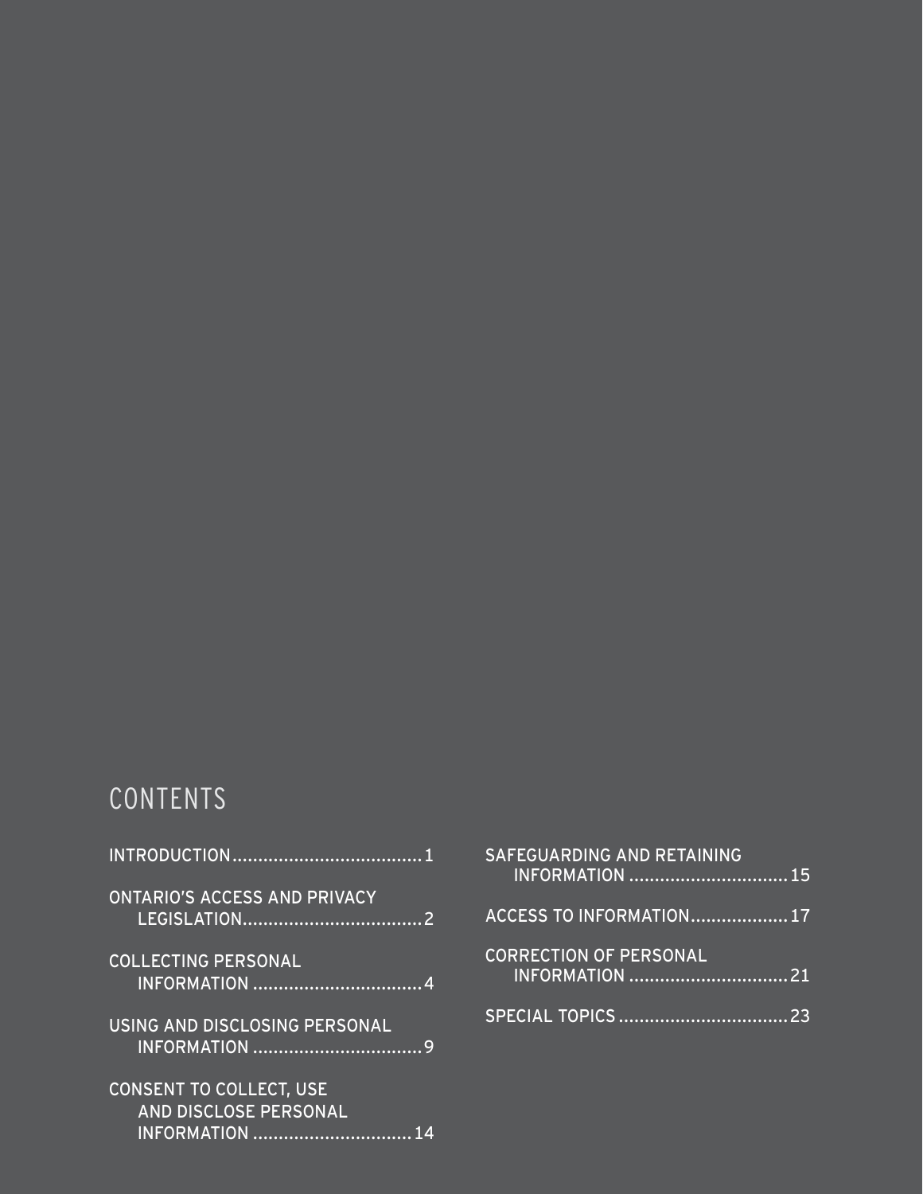# CONTENTS

INTRODUCTION .................................... 1

ONTARIO'S ACCESS AND PRIVACY LEGISLATION .................................. 2

COLLECTING PERSONAL INFORMATION ................................. 4

USING AND DISCLOSING PERSONAL INFORMATION ................................. 9

CONSENT TO COLLECT, USE AND DISCLOSE PERSONAL INFORMATION ............................... 14

SAFEGUARDING AND RETAINING INFORMATION ............................... 15

ACCESS TO INFORMATION ................... 17

CORRECTION OF PERSONAL INFORMATION ............................... 21

SPECIAL TOPICS ................................. 23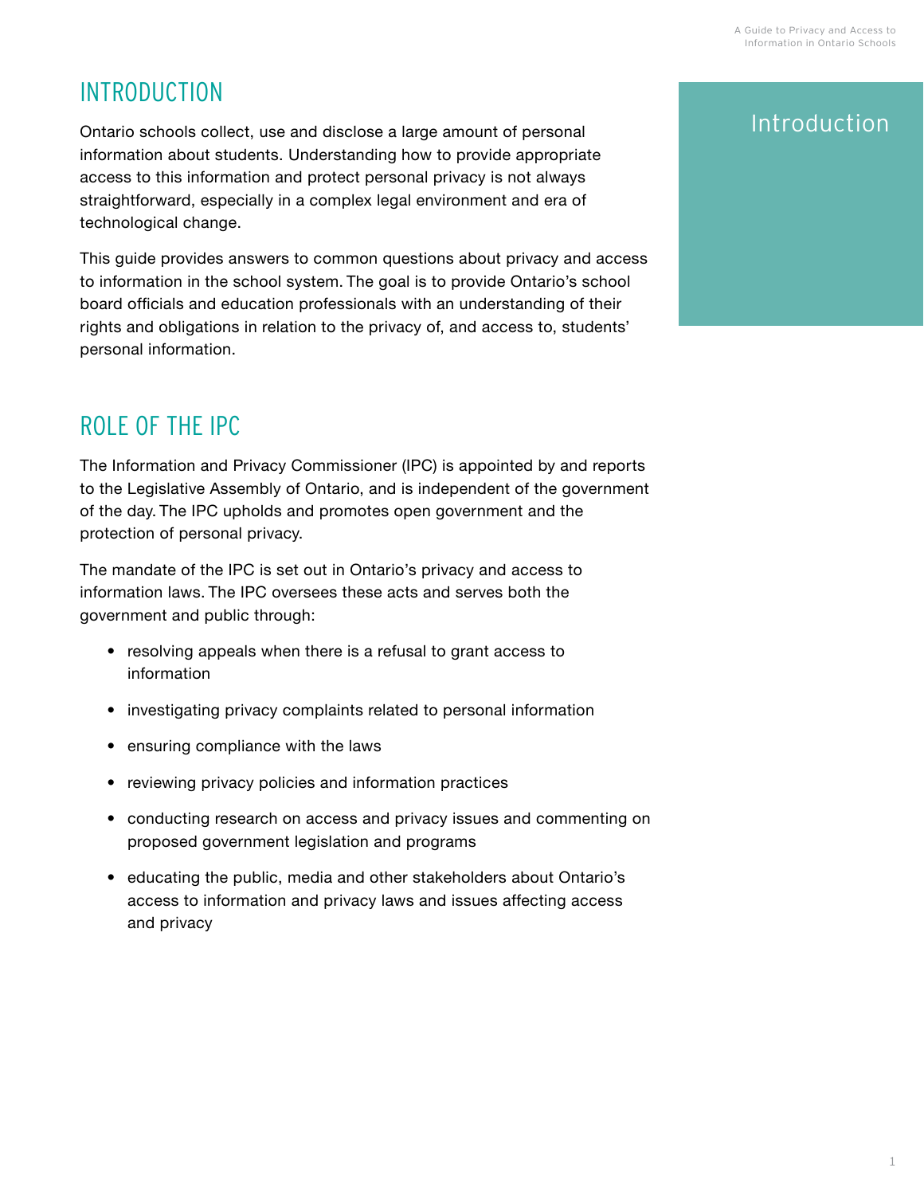# INTRODUCTION

Ontario schools collect, use and disclose a large amount of personal information about students. Understanding how to provide appropriate access to this information and protect personal privacy is not always straightforward, especially in a complex legal environment and era of technological change.

This guide provides answers to common questions about privacy and access to information in the school system. The goal is to provide Ontario's school board officials and education professionals with an understanding of their rights and obligations in relation to the privacy of, and access to, students' personal information.

# ROLE OF THE IPC

The Information and Privacy Commissioner (IPC) is appointed by and reports to the Legislative Assembly of Ontario, and is independent of the government of the day. The IPC upholds and promotes open government and the protection of personal privacy.

The mandate of the IPC is set out in Ontario's privacy and access to information laws. The IPC oversees these acts and serves both the government and public through:

- resolving appeals when there is a refusal to grant access to information
- investigating privacy complaints related to personal information
- ensuring compliance with the laws
- reviewing privacy policies and information practices
- conducting research on access and privacy issues and commenting on proposed government legislation and programs
- educating the public, media and other stakeholders about Ontario's access to information and privacy laws and issues affecting access and privacy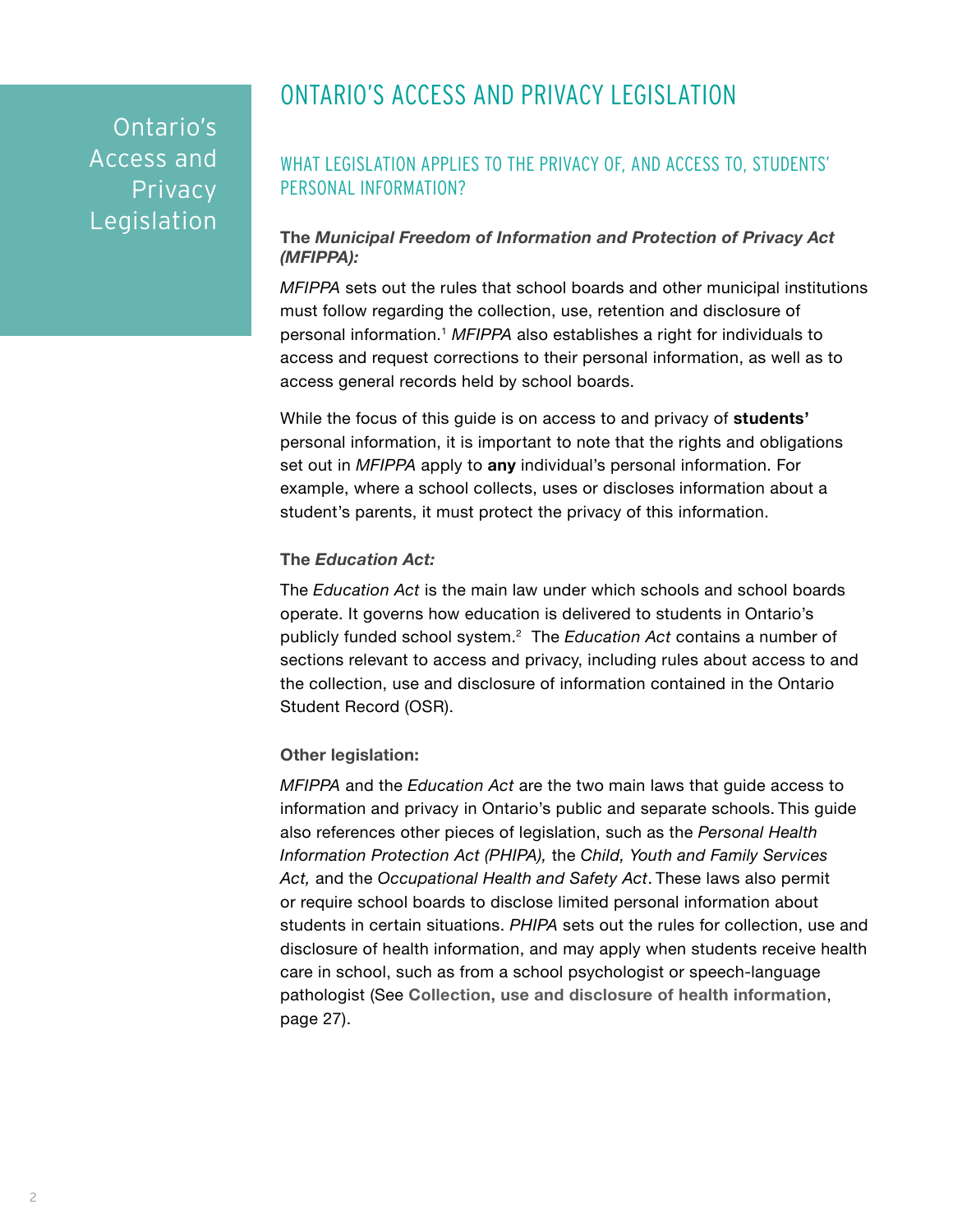# ONTARIO'S ACCESS AND PRIVACY LEGISLATION

## WHAT LEGISLATION APPLIES TO THE PRIVACY OF, AND ACCESS TO, STUDENTS' PERSONAL INFORMATION?

### The *Municipal Freedom of Information and Protection of Privacy Act (MFIPPA):*

*MFIPPA* sets out the rules that school boards and other municipal institutions must follow regarding the collection, use, retention and disclosure of personal information.[1] *MFIPPA* also establishes a right for individuals to access and request corrections to their personal information, as well as to access general records held by school boards.

While the focus of this guide is on access to and privacy of **students'** personal information, it is important to note that the rights and obligations set out in *MFIPPA* apply to **any** individual's personal information. For example, where a school collects, uses or discloses information about a student's parents, it must protect the privacy of this information.

### The *Education Act:*

The *Education Act* is the main law under which schools and school boards operate. It governs how education is delivered to students in Ontario's publicly funded school system.[2] The *Education Act* contains a number of sections relevant to access and privacy, including rules about access to and the collection, use and disclosure of information contained in the Ontario Student Record (OSR).

### Other legislation:

*MFIPPA* and the *Education Act* are the two main laws that guide access to information and privacy in Ontario's public and separate schools. This guide also references other pieces of legislation, such as the *Personal Health Information Protection Act (PHIPA),* the *Child, Youth and Family Services Act,* and the *Occupational Health and Safety Act*. These laws also permit or require school boards to disclose limited personal information about students in certain situations. *PHIPA* sets out the rules for collection, use and disclosure of health information, and may apply when students receive health care in school, such as from a school psychologist or speech-language pathologist (See **Collection, use and disclosure of health information**, page 27).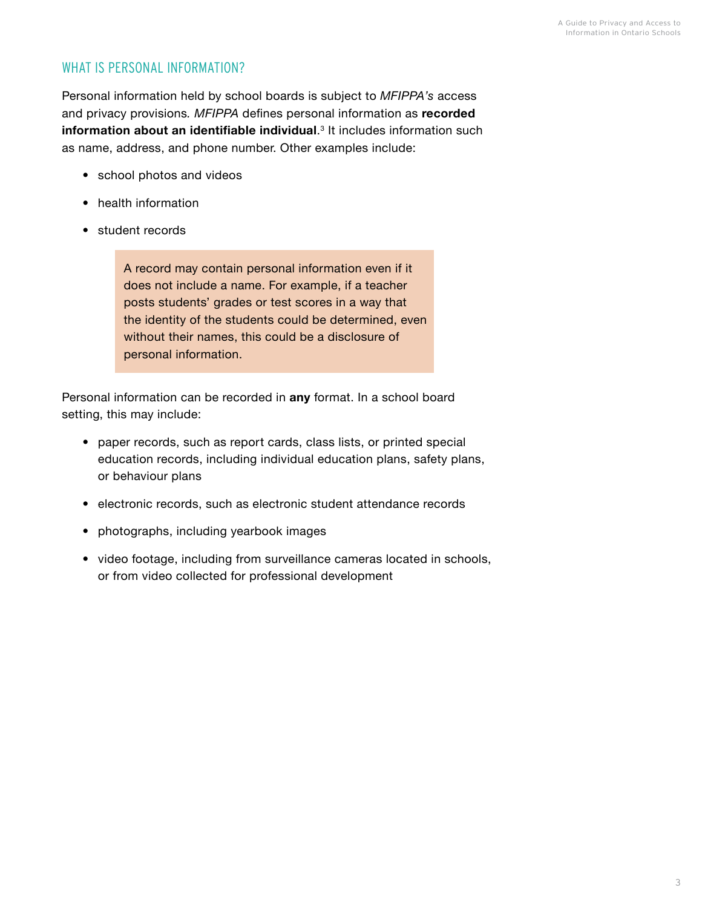## WHAT IS PERSONAL INFORMATION?

Personal information held by school boards is subject to *MFIPPA's* access and privacy provisions. *MFIPPA* defines personal information as **recorded information about an identifiable individual**.[3] It includes information such as name, address, and phone number. Other examples include:

- school photos and videos
- health information
- student records

> A record may contain personal information even if it does not include a name. For example, if a teacher posts students' grades or test scores in a way that the identity of the students could be determined, even without their names, this could be a disclosure of personal information.

Personal information can be recorded in **any** format. In a school board setting, this may include:

- paper records, such as report cards, class lists, or printed special education records, including individual education plans, safety plans, or behaviour plans
- electronic records, such as electronic student attendance records
- photographs, including yearbook images
- video footage, including from surveillance cameras located in schools, or from video collected for professional development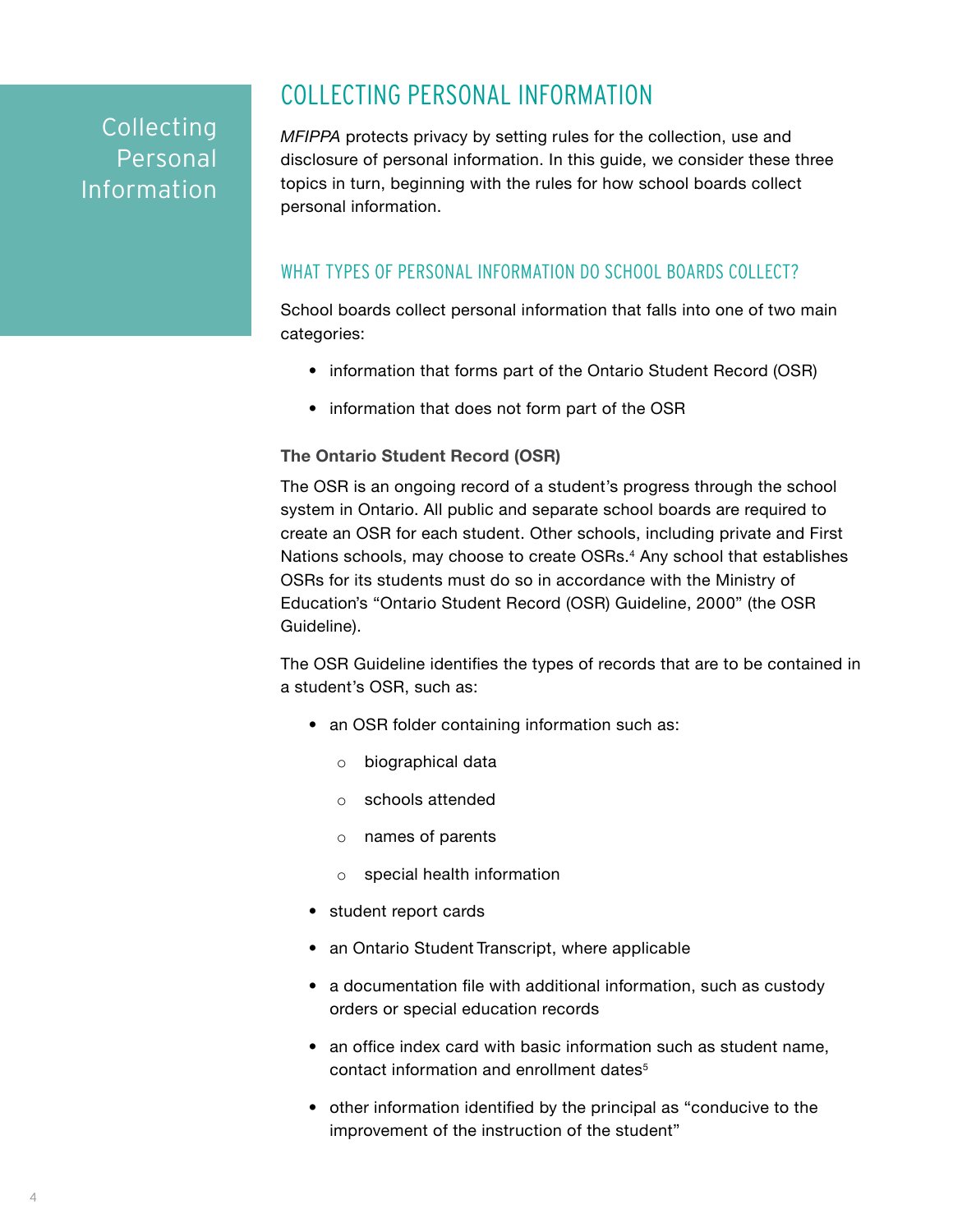Collecting Personal Information

# COLLECTING PERSONAL INFORMATION

*MFIPPA* protects privacy by setting rules for the collection, use and disclosure of personal information. In this guide, we consider these three topics in turn, beginning with the rules for how school boards collect personal information.

## WHAT TYPES OF PERSONAL INFORMATION DO SCHOOL BOARDS COLLECT?

School boards collect personal information that falls into one of two main categories:

- information that forms part of the Ontario Student Record (OSR)
- information that does not form part of the OSR

### The Ontario Student Record (OSR)

The OSR is an ongoing record of a student's progress through the school system in Ontario. All public and separate school boards are required to create an OSR for each student. Other schools, including private and First Nations schools, may choose to create OSRs.[4] Any school that establishes OSRs for its students must do so in accordance with the Ministry of Education's "Ontario Student Record (OSR) Guideline, 2000" (the OSR Guideline).

The OSR Guideline identifies the types of records that are to be contained in a student's OSR, such as:

- an OSR folder containing information such as:
  - biographical data
  - schools attended
  - names of parents
  - special health information
- student report cards
- an Ontario Student Transcript, where applicable
- a documentation file with additional information, such as custody orders or special education records
- an office index card with basic information such as student name, contact information and enrollment dates[5]
- other information identified by the principal as "conducive to the improvement of the instruction of the student"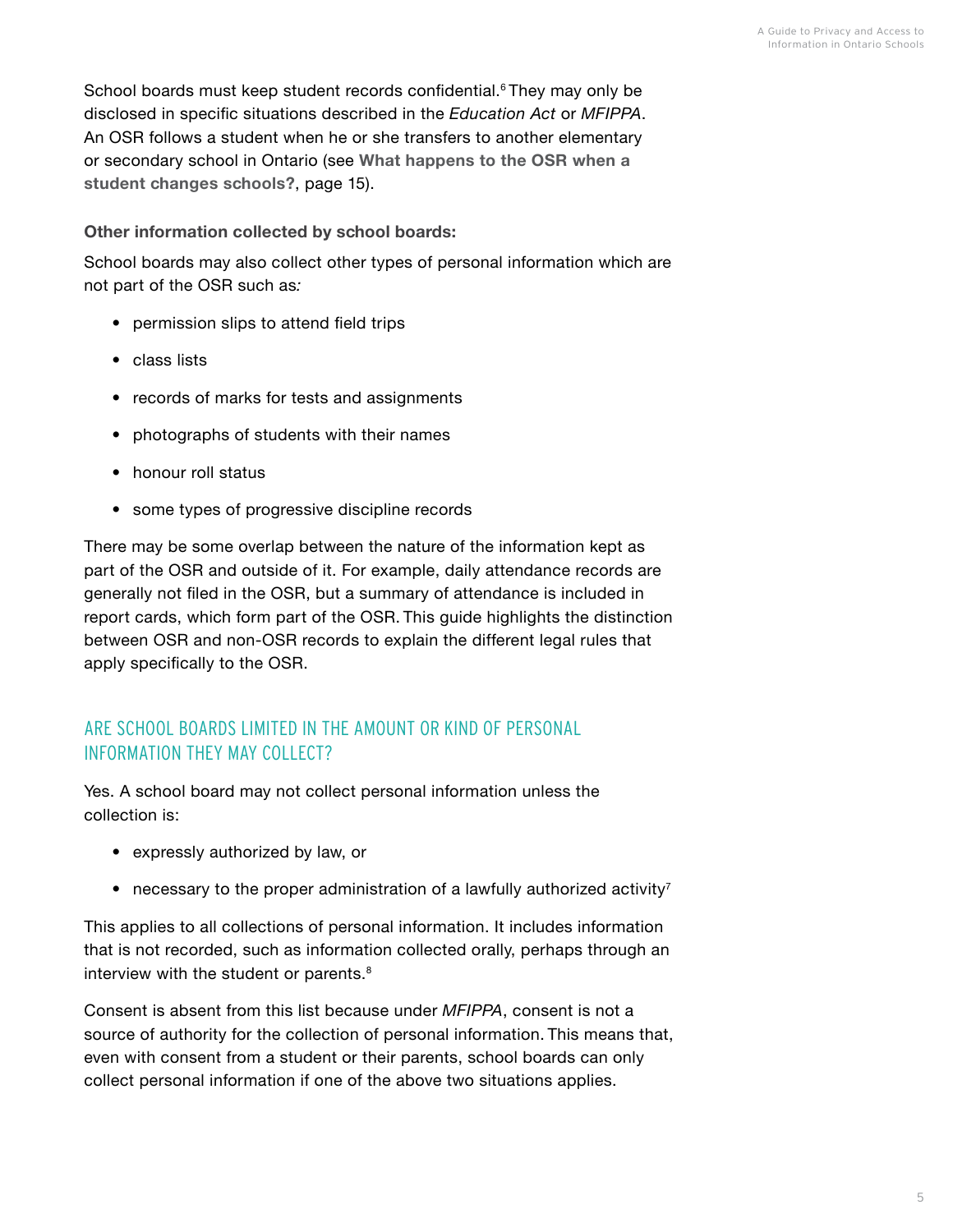School boards must keep student records confidential.[6] They may only be disclosed in specific situations described in the *Education Act* or *MFIPPA*. An OSR follows a student when he or she transfers to another elementary or secondary school in Ontario (see **What happens to the OSR when a student changes schools?**, page 15).

**Other information collected by school boards:**

School boards may also collect other types of personal information which are not part of the OSR such as:

- permission slips to attend field trips
- class lists
- records of marks for tests and assignments
- photographs of students with their names
- honour roll status
- some types of progressive discipline records

There may be some overlap between the nature of the information kept as part of the OSR and outside of it. For example, daily attendance records are generally not filed in the OSR, but a summary of attendance is included in report cards, which form part of the OSR. This guide highlights the distinction between OSR and non-OSR records to explain the different legal rules that apply specifically to the OSR.

## ARE SCHOOL BOARDS LIMITED IN THE AMOUNT OR KIND OF PERSONAL INFORMATION THEY MAY COLLECT?

Yes. A school board may not collect personal information unless the collection is:

- expressly authorized by law, or
- necessary to the proper administration of a lawfully authorized activity[7]

This applies to all collections of personal information. It includes information that is not recorded, such as information collected orally, perhaps through an interview with the student or parents.[8]

Consent is absent from this list because under *MFIPPA*, consent is not a source of authority for the collection of personal information. This means that, even with consent from a student or their parents, school boards can only collect personal information if one of the above two situations applies.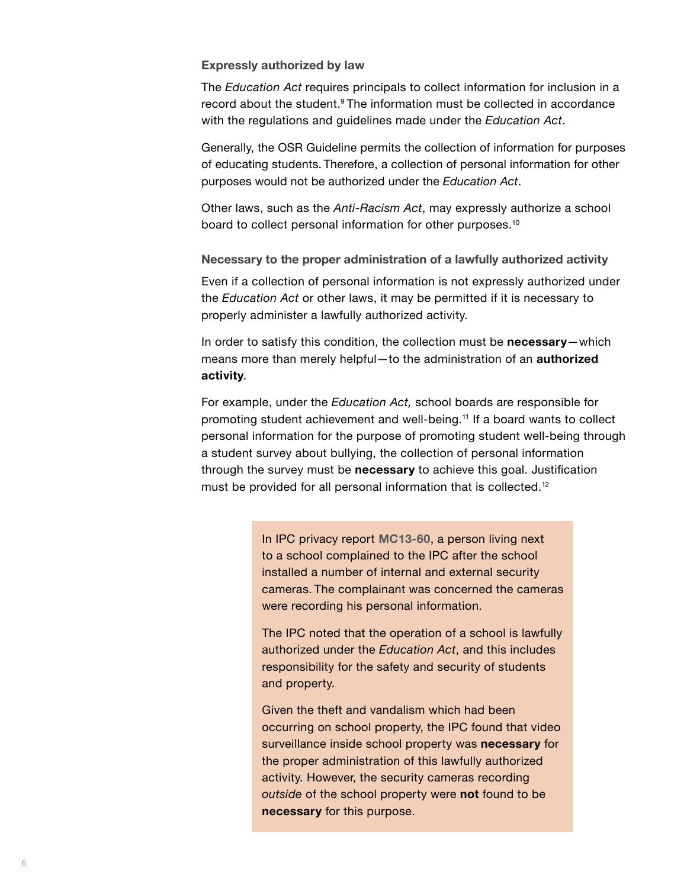### Expressly authorized by law

The *Education Act* requires principals to collect information for inclusion in a record about the student.[9] The information must be collected in accordance with the regulations and guidelines made under the *Education Act*.

Generally, the OSR Guideline permits the collection of information for purposes of educating students. Therefore, a collection of personal information for other purposes would not be authorized under the *Education Act*.

Other laws, such as the *Anti-Racism Act*, may expressly authorize a school board to collect personal information for other purposes.[10]

### Necessary to the proper administration of a lawfully authorized activity

Even if a collection of personal information is not expressly authorized under the *Education Act* or other laws, it may be permitted if it is necessary to properly administer a lawfully authorized activity.

In order to satisfy this condition, the collection must be **necessary**—which means more than merely helpful—to the administration of an **authorized activity**.

For example, under the *Education Act,* school boards are responsible for promoting student achievement and well-being.[11] If a board wants to collect personal information for the purpose of promoting student well-being through a student survey about bullying, the collection of personal information through the survey must be **necessary** to achieve this goal. Justification must be provided for all personal information that is collected.[12]

> In IPC privacy report **MC13-60**, a person living next to a school complained to the IPC after the school installed a number of internal and external security cameras. The complainant was concerned the cameras were recording his personal information.
>
> The IPC noted that the operation of a school is lawfully authorized under the *Education Act*, and this includes responsibility for the safety and security of students and property.
>
> Given the theft and vandalism which had been occurring on school property, the IPC found that video surveillance inside school property was **necessary** for the proper administration of this lawfully authorized activity. However, the security cameras recording *outside* of the school property were **not** found to be **necessary** for this purpose.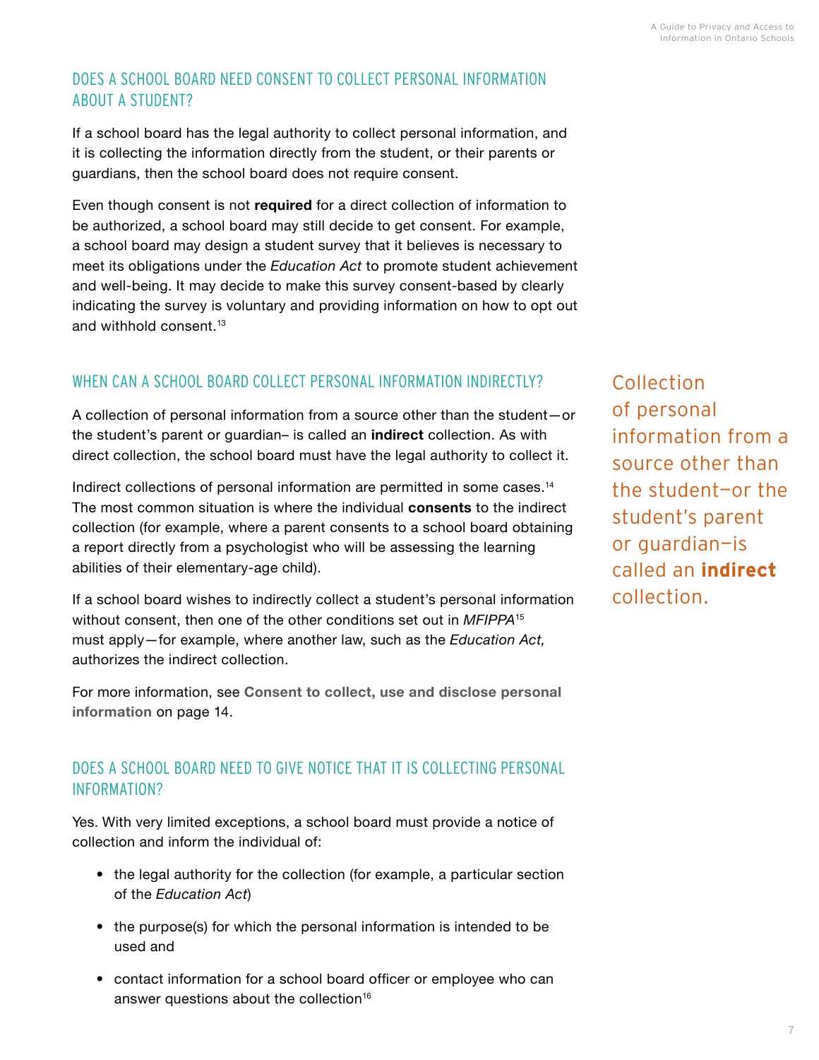## DOES A SCHOOL BOARD NEED CONSENT TO COLLECT PERSONAL INFORMATION ABOUT A STUDENT?

If a school board has the legal authority to collect personal information, and it is collecting the information directly from the student, or their parents or guardians, then the school board does not require consent.

Even though consent is not **required** for a direct collection of information to be authorized, a school board may still decide to get consent. For example, a school board may design a student survey that it believes is necessary to meet its obligations under the *Education Act* to promote student achievement and well-being. It may decide to make this survey consent-based by clearly indicating the survey is voluntary and providing information on how to opt out and withhold consent.[13]

## WHEN CAN A SCHOOL BOARD COLLECT PERSONAL INFORMATION INDIRECTLY?

A collection of personal information from a source other than the student—or the student's parent or guardian– is called an **indirect** collection. As with direct collection, the school board must have the legal authority to collect it.

Indirect collections of personal information are permitted in some cases.[14] The most common situation is where the individual **consents** to the indirect collection (for example, where a parent consents to a school board obtaining a report directly from a psychologist who will be assessing the learning abilities of their elementary-age child).

If a school board wishes to indirectly collect a student's personal information without consent, then one of the other conditions set out in *MFIPPA*[15] must apply—for example, where another law, such as the *Education Act,* authorizes the indirect collection.

For more information, see **Consent to collect, use and disclose personal information** on page 14.

Collection of personal information from a source other than the student—or the student's parent or guardian—is called an **indirect** collection.

## DOES A SCHOOL BOARD NEED TO GIVE NOTICE THAT IT IS COLLECTING PERSONAL INFORMATION?

Yes. With very limited exceptions, a school board must provide a notice of collection and inform the individual of:

- the legal authority for the collection (for example, a particular section of the *Education Act*)
- the purpose(s) for which the personal information is intended to be used and
- contact information for a school board officer or employee who can answer questions about the collection[16]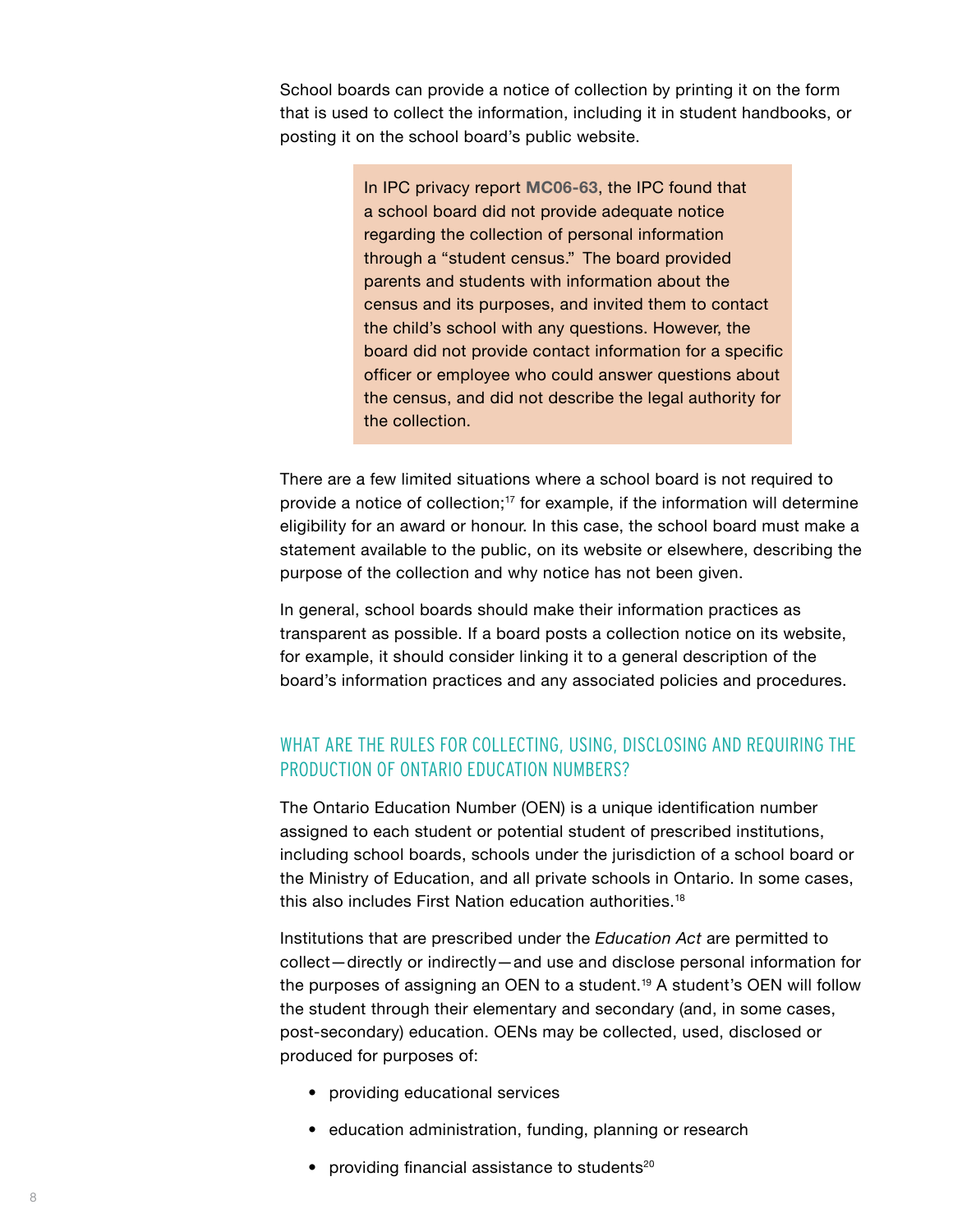School boards can provide a notice of collection by printing it on the form that is used to collect the information, including it in student handbooks, or posting it on the school board's public website.

> In IPC privacy report **MC06-63**, the IPC found that a school board did not provide adequate notice regarding the collection of personal information through a "student census." The board provided parents and students with information about the census and its purposes, and invited them to contact the child's school with any questions. However, the board did not provide contact information for a specific officer or employee who could answer questions about the census, and did not describe the legal authority for the collection.

There are a few limited situations where a school board is not required to provide a notice of collection;[17] for example, if the information will determine eligibility for an award or honour. In this case, the school board must make a statement available to the public, on its website or elsewhere, describing the purpose of the collection and why notice has not been given.

In general, school boards should make their information practices as transparent as possible. If a board posts a collection notice on its website, for example, it should consider linking it to a general description of the board's information practices and any associated policies and procedures.

## WHAT ARE THE RULES FOR COLLECTING, USING, DISCLOSING AND REQUIRING THE PRODUCTION OF ONTARIO EDUCATION NUMBERS?

The Ontario Education Number (OEN) is a unique identification number assigned to each student or potential student of prescribed institutions, including school boards, schools under the jurisdiction of a school board or the Ministry of Education, and all private schools in Ontario. In some cases, this also includes First Nation education authorities.[18]

Institutions that are prescribed under the *Education Act* are permitted to collect—directly or indirectly—and use and disclose personal information for the purposes of assigning an OEN to a student.[19] A student's OEN will follow the student through their elementary and secondary (and, in some cases, post-secondary) education. OENs may be collected, used, disclosed or produced for purposes of:

- providing educational services
- education administration, funding, planning or research
- providing financial assistance to students[20]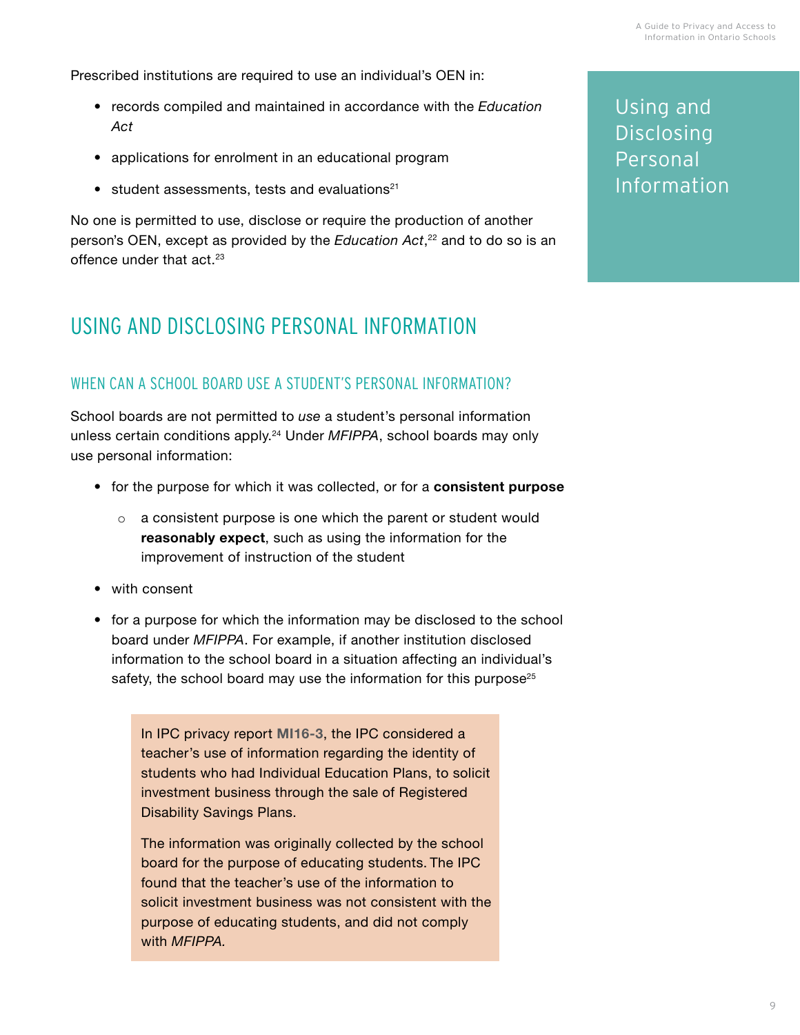Prescribed institutions are required to use an individual's OEN in:

- records compiled and maintained in accordance with the *Education Act*
- applications for enrolment in an educational program
- student assessments, tests and evaluations[21]

No one is permitted to use, disclose or require the production of another person's OEN, except as provided by the *Education Act*,[22] and to do so is an offence under that act.[23]

Using and Disclosing Personal Information

## USING AND DISCLOSING PERSONAL INFORMATION

### WHEN CAN A SCHOOL BOARD USE A STUDENT'S PERSONAL INFORMATION?

School boards are not permitted to *use* a student's personal information unless certain conditions apply.[24] Under *MFIPPA*, school boards may only use personal information:

- for the purpose for which it was collected, or for a **consistent purpose**
  - a consistent purpose is one which the parent or student would **reasonably expect**, such as using the information for the improvement of instruction of the student
- with consent
- for a purpose for which the information may be disclosed to the school board under *MFIPPA*. For example, if another institution disclosed information to the school board in a situation affecting an individual's safety, the school board may use the information for this purpose[25]

> In IPC privacy report **MI16-3**, the IPC considered a teacher's use of information regarding the identity of students who had Individual Education Plans, to solicit investment business through the sale of Registered Disability Savings Plans.
>
> The information was originally collected by the school board for the purpose of educating students. The IPC found that the teacher's use of the information to solicit investment business was not consistent with the purpose of educating students, and did not comply with *MFIPPA*.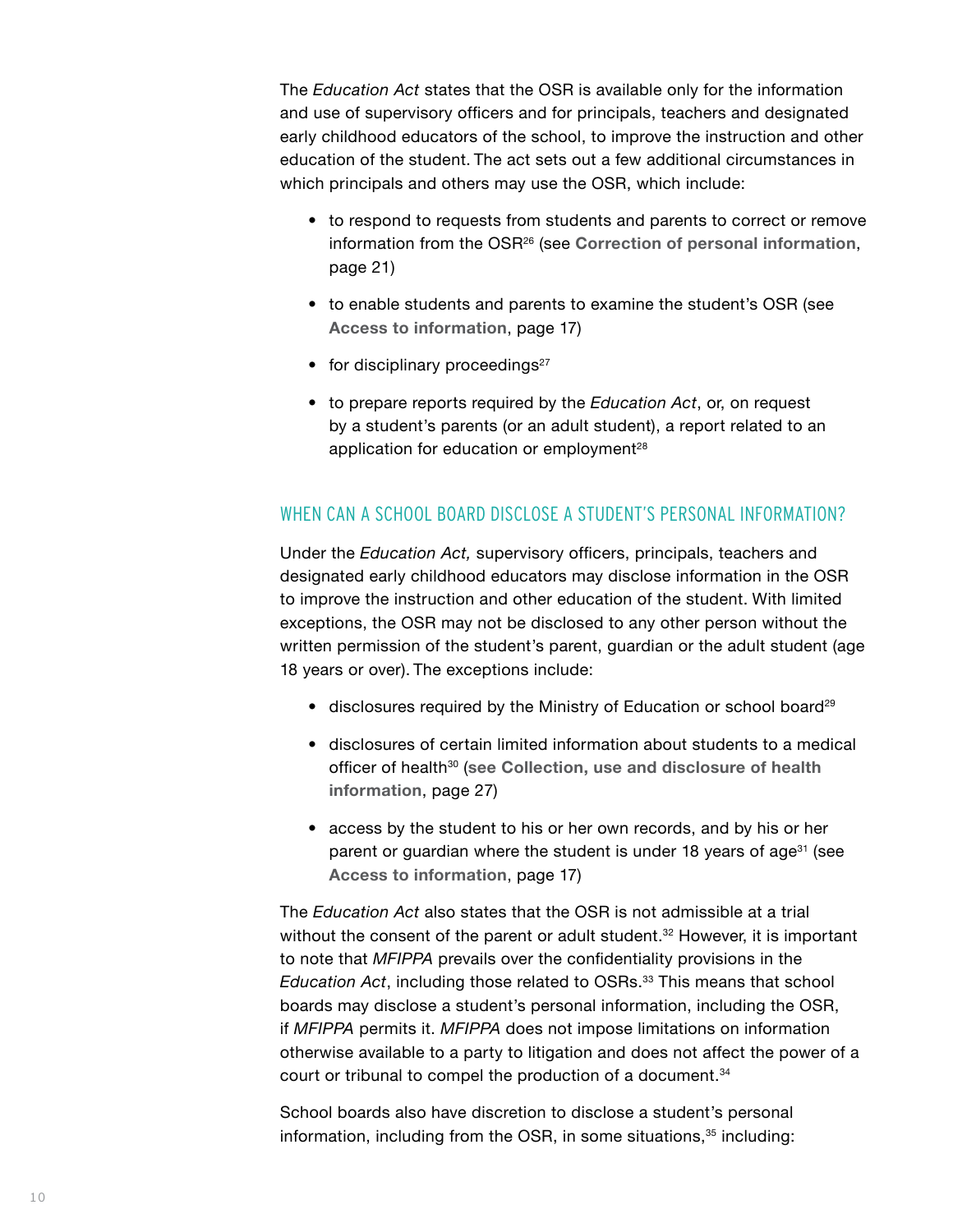The *Education Act* states that the OSR is available only for the information and use of supervisory officers and for principals, teachers and designated early childhood educators of the school, to improve the instruction and other education of the student. The act sets out a few additional circumstances in which principals and others may use the OSR, which include:

- to respond to requests from students and parents to correct or remove information from the OSR[26] (see **Correction of personal information**, page 21)
- to enable students and parents to examine the student's OSR (see **Access to information**, page 17)
- for disciplinary proceedings[27]
- to prepare reports required by the *Education Act*, or, on request by a student's parents (or an adult student), a report related to an application for education or employment[28]

## WHEN CAN A SCHOOL BOARD DISCLOSE A STUDENT'S PERSONAL INFORMATION?

Under the *Education Act,* supervisory officers, principals, teachers and designated early childhood educators may disclose information in the OSR to improve the instruction and other education of the student. With limited exceptions, the OSR may not be disclosed to any other person without the written permission of the student's parent, guardian or the adult student (age 18 years or over). The exceptions include:

- disclosures required by the Ministry of Education or school board[29]
- disclosures of certain limited information about students to a medical officer of health[30] (**see Collection, use and disclosure of health information**, page 27)
- access by the student to his or her own records, and by his or her parent or guardian where the student is under 18 years of age[31] (see **Access to information**, page 17)

The *Education Act* also states that the OSR is not admissible at a trial without the consent of the parent or adult student.[32] However, it is important to note that *MFIPPA* prevails over the confidentiality provisions in the *Education Act*, including those related to OSRs.[33] This means that school boards may disclose a student's personal information, including the OSR, if *MFIPPA* permits it. *MFIPPA* does not impose limitations on information otherwise available to a party to litigation and does not affect the power of a court or tribunal to compel the production of a document.[34]

School boards also have discretion to disclose a student's personal information, including from the OSR, in some situations,[35] including: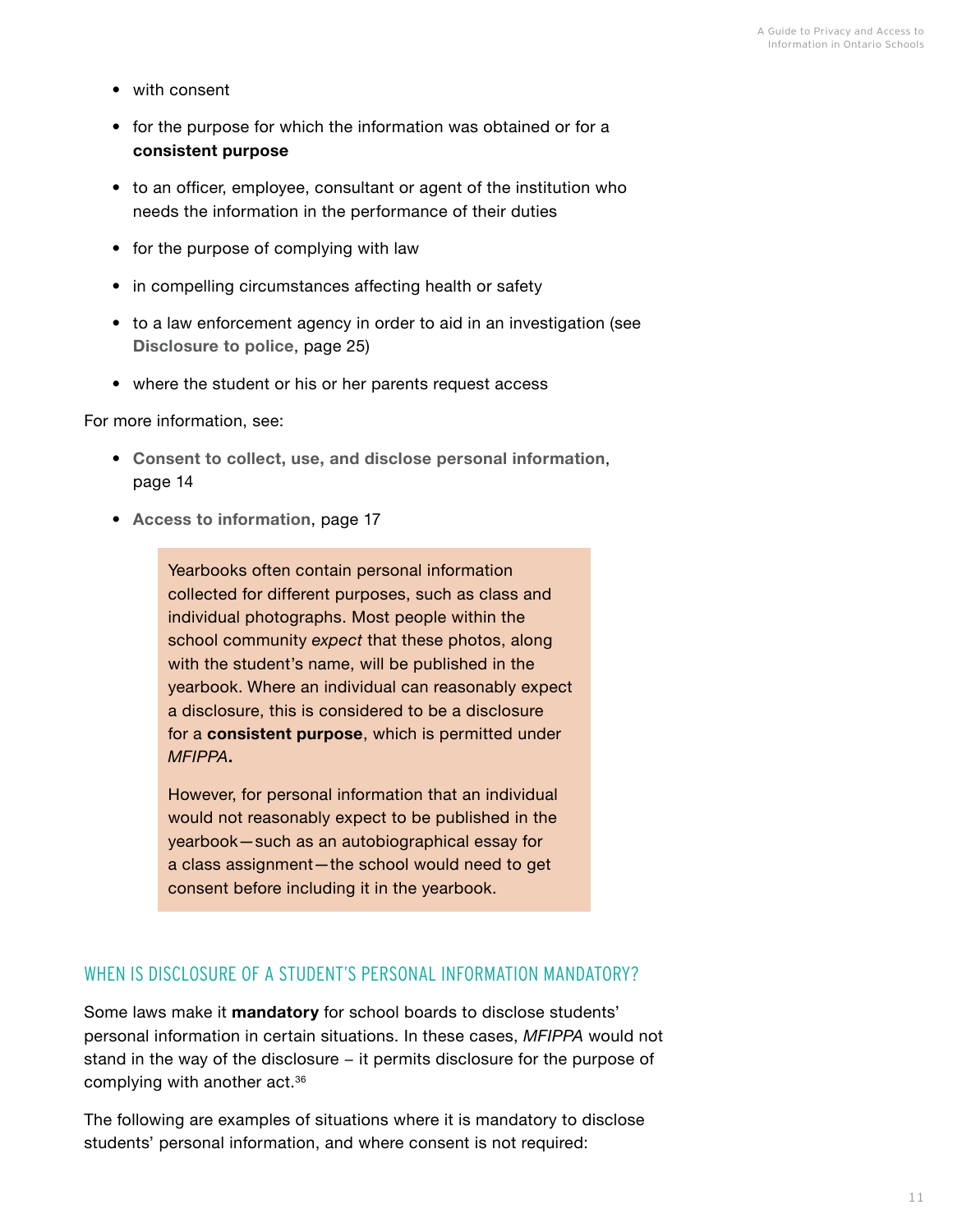- with consent
- for the purpose for which the information was obtained or for a **consistent purpose**
- to an officer, employee, consultant or agent of the institution who needs the information in the performance of their duties
- for the purpose of complying with law
- in compelling circumstances affecting health or safety
- to a law enforcement agency in order to aid in an investigation (see **Disclosure to police**, page 25)
- where the student or his or her parents request access

For more information, see:

- **Consent to collect, use, and disclose personal information**, page 14
- **Access to information**, page 17

> Yearbooks often contain personal information collected for different purposes, such as class and individual photographs. Most people within the school community *expect* that these photos, along with the student's name, will be published in the yearbook. Where an individual can reasonably expect a disclosure, this is considered to be a disclosure for a **consistent purpose**, which is permitted under *MFIPPA***.**
>
> However, for personal information that an individual would not reasonably expect to be published in the yearbook—such as an autobiographical essay for a class assignment—the school would need to get consent before including it in the yearbook.

## WHEN IS DISCLOSURE OF A STUDENT'S PERSONAL INFORMATION MANDATORY?

Some laws make it **mandatory** for school boards to disclose students' personal information in certain situations. In these cases, *MFIPPA* would not stand in the way of the disclosure – it permits disclosure for the purpose of complying with another act.[36]

The following are examples of situations where it is mandatory to disclose students' personal information, and where consent is not required: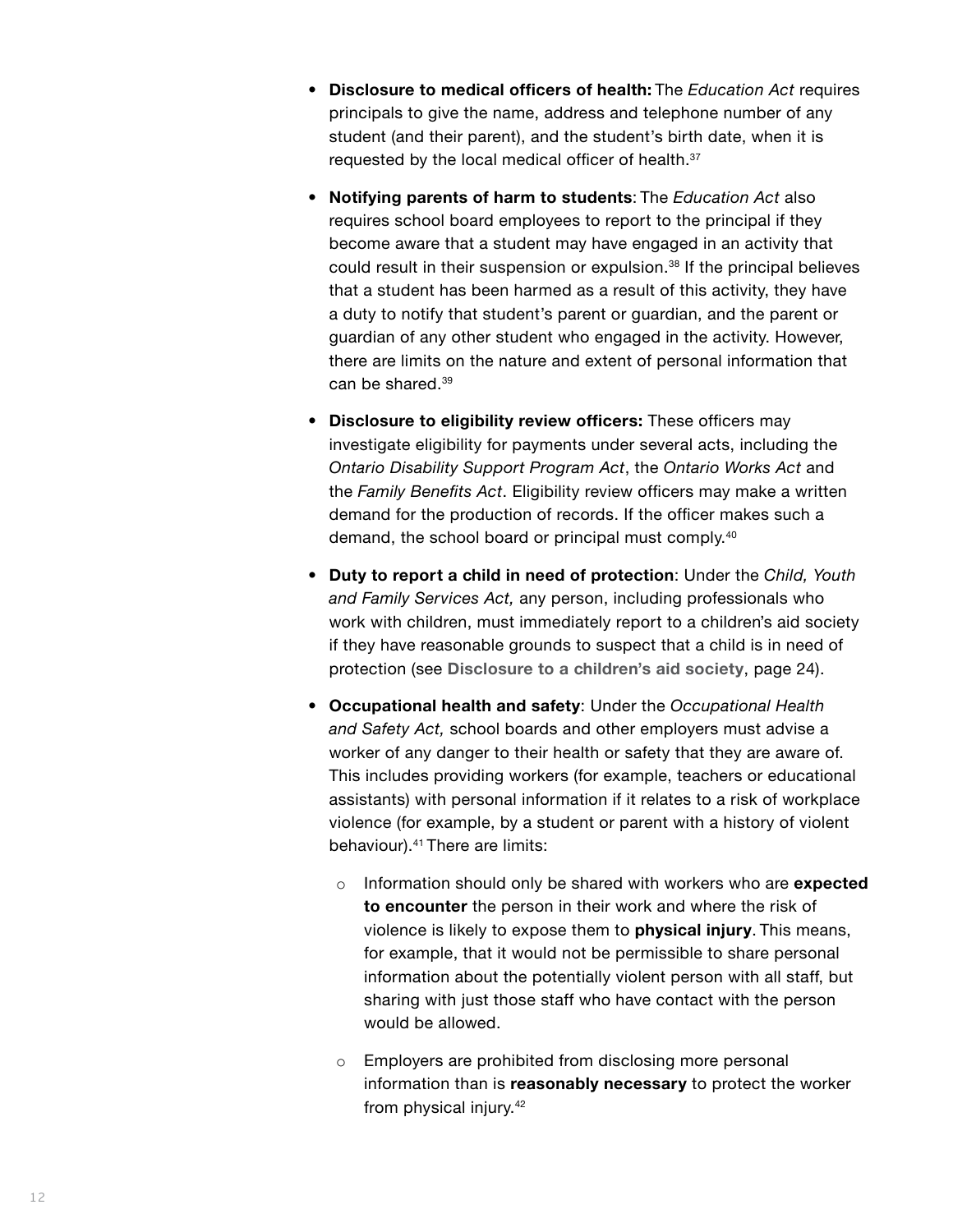- **Disclosure to medical officers of health:** The *Education Act* requires principals to give the name, address and telephone number of any student (and their parent), and the student's birth date, when it is requested by the local medical officer of health.[37]

- **Notifying parents of harm to students**: The *Education Act* also requires school board employees to report to the principal if they become aware that a student may have engaged in an activity that could result in their suspension or expulsion.[38] If the principal believes that a student has been harmed as a result of this activity, they have a duty to notify that student's parent or guardian, and the parent or guardian of any other student who engaged in the activity. However, there are limits on the nature and extent of personal information that can be shared.[39]

- **Disclosure to eligibility review officers:** These officers may investigate eligibility for payments under several acts, including the *Ontario Disability Support Program Act*, the *Ontario Works Act* and the *Family Benefits Act*. Eligibility review officers may make a written demand for the production of records. If the officer makes such a demand, the school board or principal must comply.[40]

- **Duty to report a child in need of protection**: Under the *Child, Youth and Family Services Act,* any person, including professionals who work with children, must immediately report to a children's aid society if they have reasonable grounds to suspect that a child is in need of protection (see **Disclosure to a children's aid society**, page 24).

- **Occupational health and safety**: Under the *Occupational Health and Safety Act,* school boards and other employers must advise a worker of any danger to their health or safety that they are aware of. This includes providing workers (for example, teachers or educational assistants) with personal information if it relates to a risk of workplace violence (for example, by a student or parent with a history of violent behaviour).[41] There are limits:
  - Information should only be shared with workers who are **expected to encounter** the person in their work and where the risk of violence is likely to expose them to **physical injury**. This means, for example, that it would not be permissible to share personal information about the potentially violent person with all staff, but sharing with just those staff who have contact with the person would be allowed.
  - Employers are prohibited from disclosing more personal information than is **reasonably necessary** to protect the worker from physical injury.[42]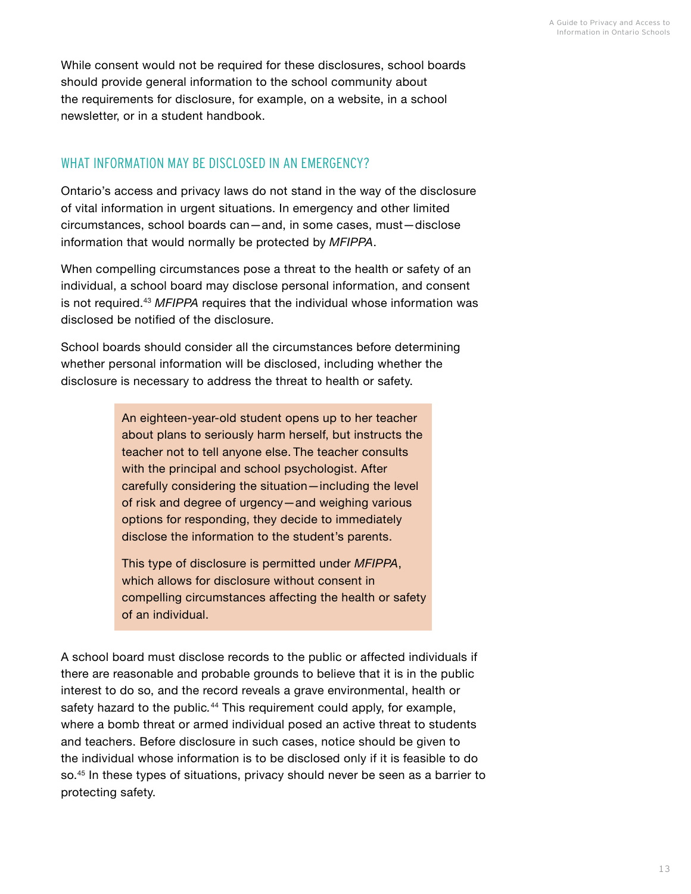While consent would not be required for these disclosures, school boards should provide general information to the school community about the requirements for disclosure, for example, on a website, in a school newsletter, or in a student handbook.

## WHAT INFORMATION MAY BE DISCLOSED IN AN EMERGENCY?

Ontario's access and privacy laws do not stand in the way of the disclosure of vital information in urgent situations. In emergency and other limited circumstances, school boards can—and, in some cases, must—disclose information that would normally be protected by *MFIPPA*.

When compelling circumstances pose a threat to the health or safety of an individual, a school board may disclose personal information, and consent is not required.[43] *MFIPPA* requires that the individual whose information was disclosed be notified of the disclosure.

School boards should consider all the circumstances before determining whether personal information will be disclosed, including whether the disclosure is necessary to address the threat to health or safety.

> An eighteen-year-old student opens up to her teacher about plans to seriously harm herself, but instructs the teacher not to tell anyone else. The teacher consults with the principal and school psychologist. After carefully considering the situation—including the level of risk and degree of urgency—and weighing various options for responding, they decide to immediately disclose the information to the student's parents.
>
> This type of disclosure is permitted under *MFIPPA*, which allows for disclosure without consent in compelling circumstances affecting the health or safety of an individual.

A school board must disclose records to the public or affected individuals if there are reasonable and probable grounds to believe that it is in the public interest to do so, and the record reveals a grave environmental, health or safety hazard to the public.[44] This requirement could apply, for example, where a bomb threat or armed individual posed an active threat to students and teachers. Before disclosure in such cases, notice should be given to the individual whose information is to be disclosed only if it is feasible to do so.[45] In these types of situations, privacy should never be seen as a barrier to protecting safety.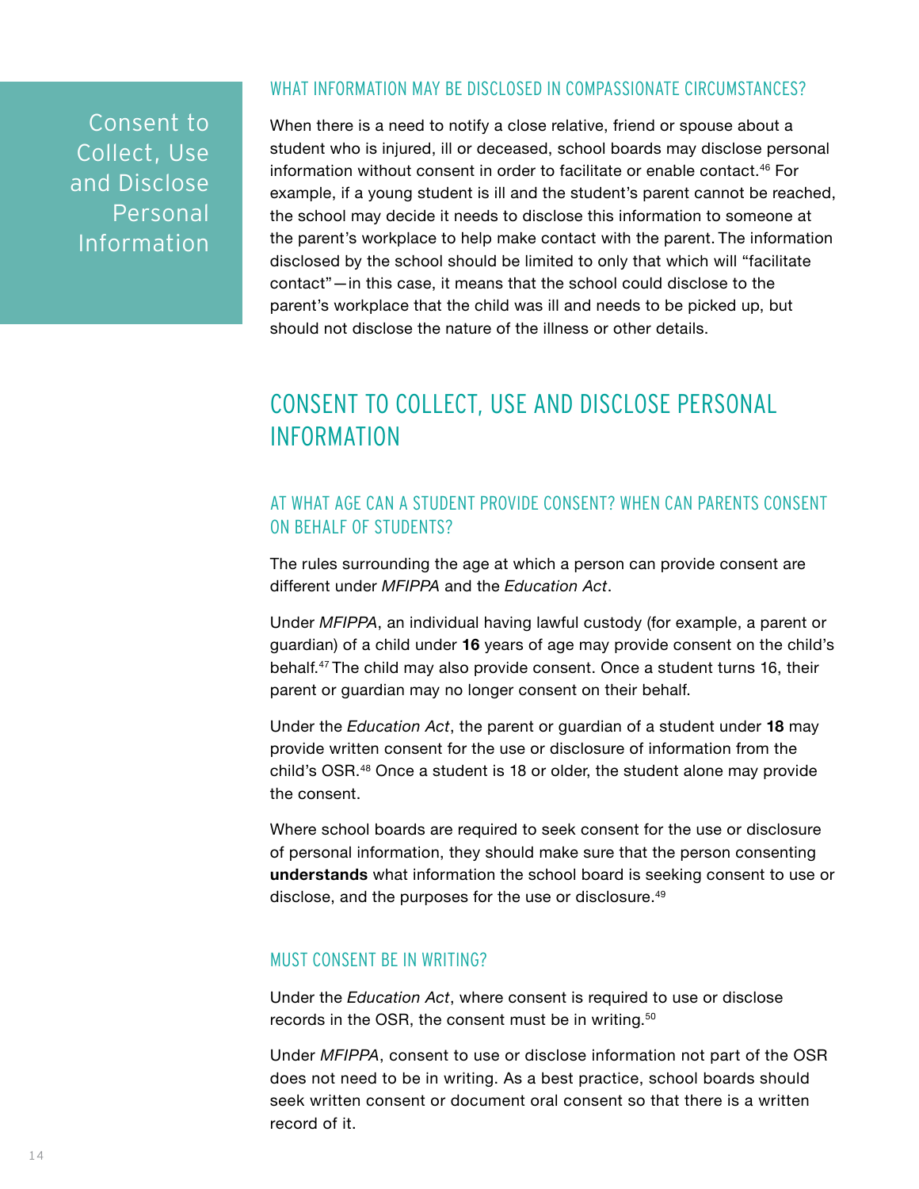### WHAT INFORMATION MAY BE DISCLOSED IN COMPASSIONATE CIRCUMSTANCES?

When there is a need to notify a close relative, friend or spouse about a student who is injured, ill or deceased, school boards may disclose personal information without consent in order to facilitate or enable contact.[46] For example, if a young student is ill and the student's parent cannot be reached, the school may decide it needs to disclose this information to someone at the parent's workplace to help make contact with the parent. The information disclosed by the school should be limited to only that which will "facilitate contact"—in this case, it means that the school could disclose to the parent's workplace that the child was ill and needs to be picked up, but should not disclose the nature of the illness or other details.

## CONSENT TO COLLECT, USE AND DISCLOSE PERSONAL INFORMATION

### AT WHAT AGE CAN A STUDENT PROVIDE CONSENT? WHEN CAN PARENTS CONSENT ON BEHALF OF STUDENTS?

The rules surrounding the age at which a person can provide consent are different under *MFIPPA* and the *Education Act*.

Under *MFIPPA*, an individual having lawful custody (for example, a parent or guardian) of a child under **16** years of age may provide consent on the child's behalf.[47] The child may also provide consent. Once a student turns 16, their parent or guardian may no longer consent on their behalf.

Under the *Education Act*, the parent or guardian of a student under **18** may provide written consent for the use or disclosure of information from the child's OSR.[48] Once a student is 18 or older, the student alone may provide the consent.

Where school boards are required to seek consent for the use or disclosure of personal information, they should make sure that the person consenting **understands** what information the school board is seeking consent to use or disclose, and the purposes for the use or disclosure.[49]

### MUST CONSENT BE IN WRITING?

Under the *Education Act*, where consent is required to use or disclose records in the OSR, the consent must be in writing.[50]

Under *MFIPPA*, consent to use or disclose information not part of the OSR does not need to be in writing. As a best practice, school boards should seek written consent or document oral consent so that there is a written record of it.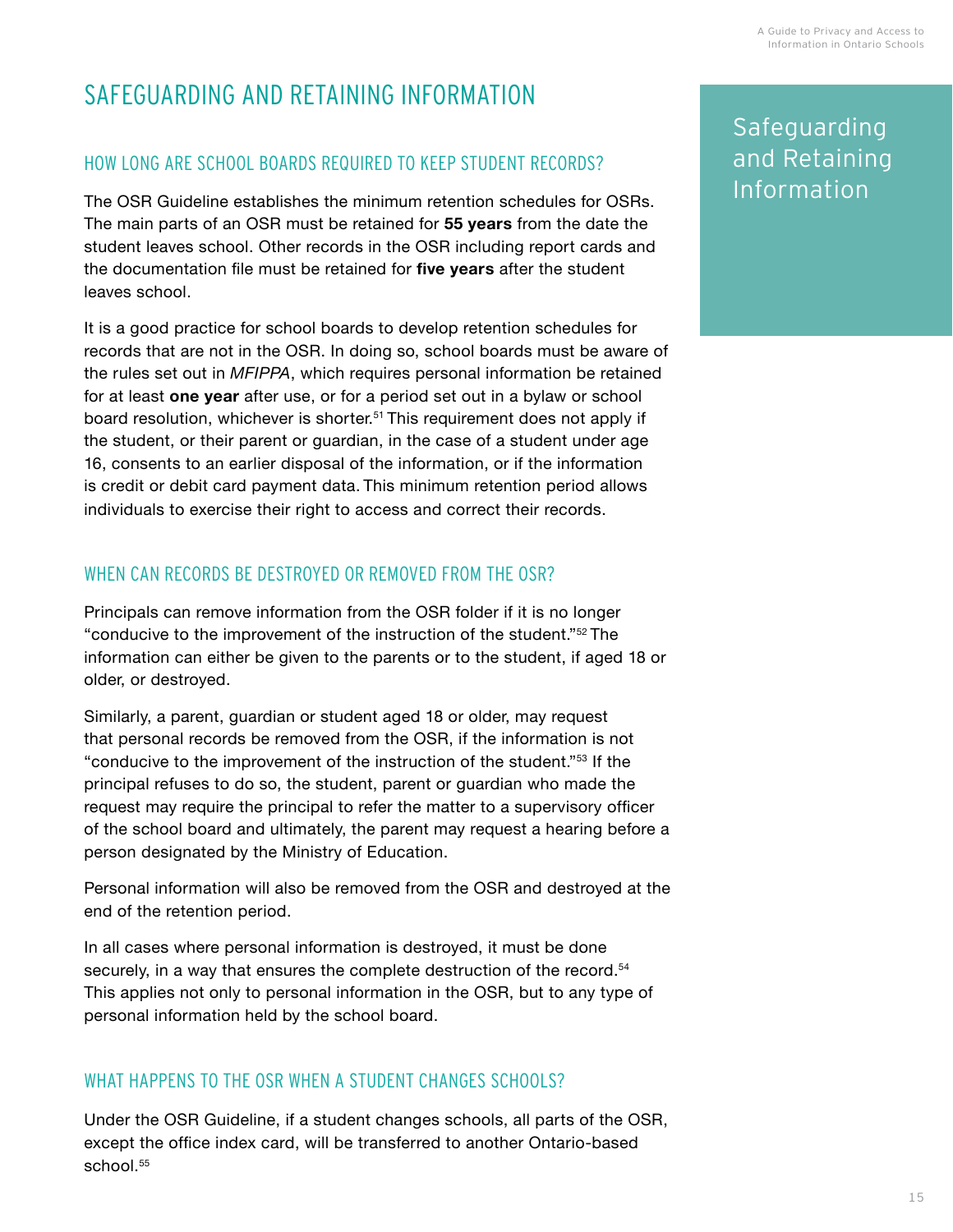# SAFEGUARDING AND RETAINING INFORMATION

Safeguarding and Retaining Information

## HOW LONG ARE SCHOOL BOARDS REQUIRED TO KEEP STUDENT RECORDS?

The OSR Guideline establishes the minimum retention schedules for OSRs. The main parts of an OSR must be retained for **55 years** from the date the student leaves school. Other records in the OSR including report cards and the documentation file must be retained for **five years** after the student leaves school.

It is a good practice for school boards to develop retention schedules for records that are not in the OSR. In doing so, school boards must be aware of the rules set out in *MFIPPA*, which requires personal information be retained for at least **one year** after use, or for a period set out in a bylaw or school board resolution, whichever is shorter.[51] This requirement does not apply if the student, or their parent or guardian, in the case of a student under age 16, consents to an earlier disposal of the information, or if the information is credit or debit card payment data. This minimum retention period allows individuals to exercise their right to access and correct their records.

## WHEN CAN RECORDS BE DESTROYED OR REMOVED FROM THE OSR?

Principals can remove information from the OSR folder if it is no longer "conducive to the improvement of the instruction of the student."[52] The information can either be given to the parents or to the student, if aged 18 or older, or destroyed.

Similarly, a parent, guardian or student aged 18 or older, may request that personal records be removed from the OSR, if the information is not "conducive to the improvement of the instruction of the student."[53] If the principal refuses to do so, the student, parent or guardian who made the request may require the principal to refer the matter to a supervisory officer of the school board and ultimately, the parent may request a hearing before a person designated by the Ministry of Education.

Personal information will also be removed from the OSR and destroyed at the end of the retention period.

In all cases where personal information is destroyed, it must be done securely, in a way that ensures the complete destruction of the record.[54] This applies not only to personal information in the OSR, but to any type of personal information held by the school board.

## WHAT HAPPENS TO THE OSR WHEN A STUDENT CHANGES SCHOOLS?

Under the OSR Guideline, if a student changes schools, all parts of the OSR, except the office index card, will be transferred to another Ontario-based school.[55]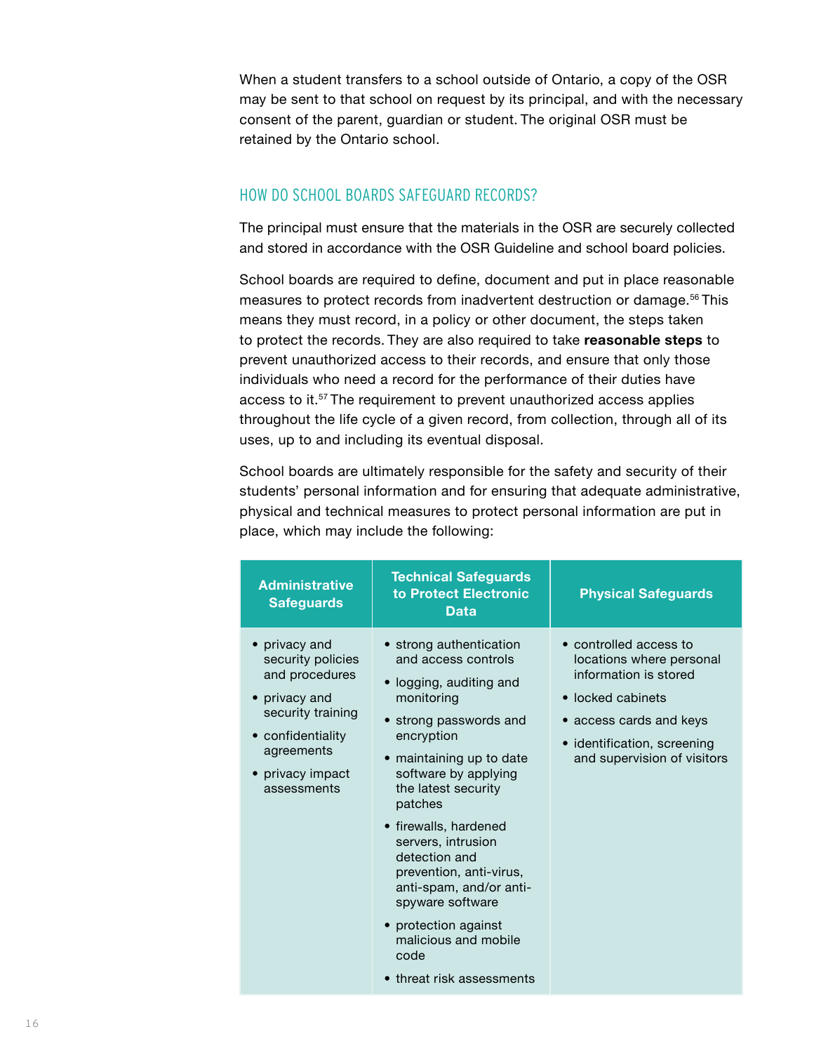When a student transfers to a school outside of Ontario, a copy of the OSR may be sent to that school on request by its principal, and with the necessary consent of the parent, guardian or student. The original OSR must be retained by the Ontario school.

## HOW DO SCHOOL BOARDS SAFEGUARD RECORDS?

The principal must ensure that the materials in the OSR are securely collected and stored in accordance with the OSR Guideline and school board policies.

School boards are required to define, document and put in place reasonable measures to protect records from inadvertent destruction or damage.[56] This means they must record, in a policy or other document, the steps taken to protect the records. They are also required to take **reasonable steps** to prevent unauthorized access to their records, and ensure that only those individuals who need a record for the performance of their duties have access to it.[57] The requirement to prevent unauthorized access applies throughout the life cycle of a given record, from collection, through all of its uses, up to and including its eventual disposal.

School boards are ultimately responsible for the safety and security of their students' personal information and for ensuring that adequate administrative, physical and technical measures to protect personal information are put in place, which may include the following:

| Administrative Safeguards | Technical Safeguards to Protect Electronic Data | Physical Safeguards |
| --- | --- | --- |
| • privacy and security policies and procedures<br>• privacy and security training<br>• confidentiality agreements<br>• privacy impact assessments | • strong authentication and access controls<br>• logging, auditing and monitoring<br>• strong passwords and encryption<br>• maintaining up to date software by applying the latest security patches<br>• firewalls, hardened servers, intrusion detection and prevention, anti-virus, anti-spam, and/or anti-spyware software<br>• protection against malicious and mobile code<br>• threat risk assessments | • controlled access to locations where personal information is stored<br>• locked cabinets<br>• access cards and keys<br>• identification, screening and supervision of visitors |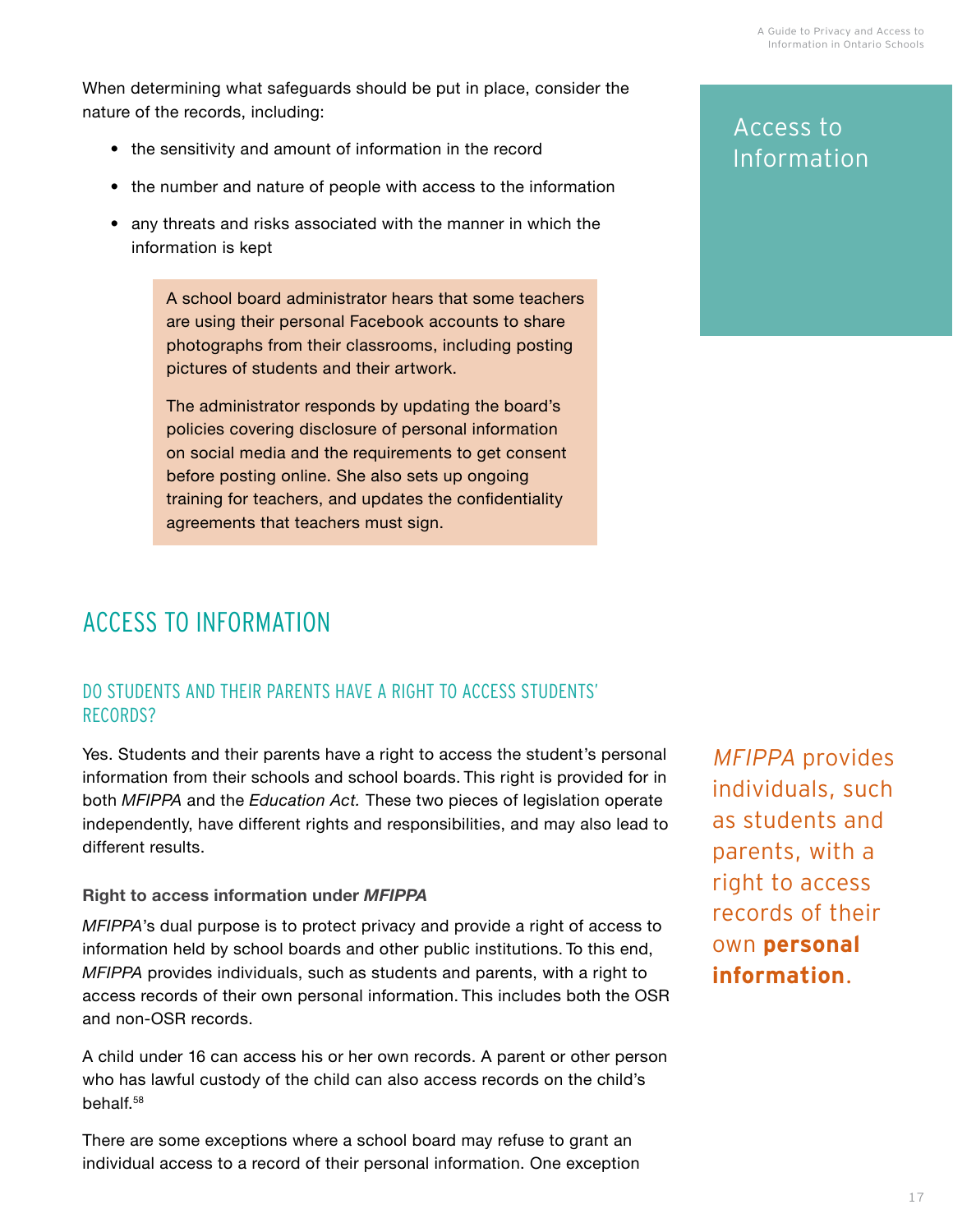When determining what safeguards should be put in place, consider the nature of the records, including:

- the sensitivity and amount of information in the record
- the number and nature of people with access to the information
- any threats and risks associated with the manner in which the information is kept

> A school board administrator hears that some teachers are using their personal Facebook accounts to share photographs from their classrooms, including posting pictures of students and their artwork.
>
> The administrator responds by updating the board's policies covering disclosure of personal information on social media and the requirements to get consent before posting online. She also sets up ongoing training for teachers, and updates the confidentiality agreements that teachers must sign.

## ACCESS TO INFORMATION

### DO STUDENTS AND THEIR PARENTS HAVE A RIGHT TO ACCESS STUDENTS' RECORDS?

Yes. Students and their parents have a right to access the student's personal information from their schools and school boards. This right is provided for in both *MFIPPA* and the *Education Act.* These two pieces of legislation operate independently, have different rights and responsibilities, and may also lead to different results.

*MFIPPA* provides individuals, such as students and parents, with a right to access records of their own **personal information**.

**Right to access information under *MFIPPA***

*MFIPPA*'s dual purpose is to protect privacy and provide a right of access to information held by school boards and other public institutions. To this end, *MFIPPA* provides individuals, such as students and parents, with a right to access records of their own personal information. This includes both the OSR and non-OSR records.

A child under 16 can access his or her own records. A parent or other person who has lawful custody of the child can also access records on the child's behalf.[58]

There are some exceptions where a school board may refuse to grant an individual access to a record of their personal information. One exception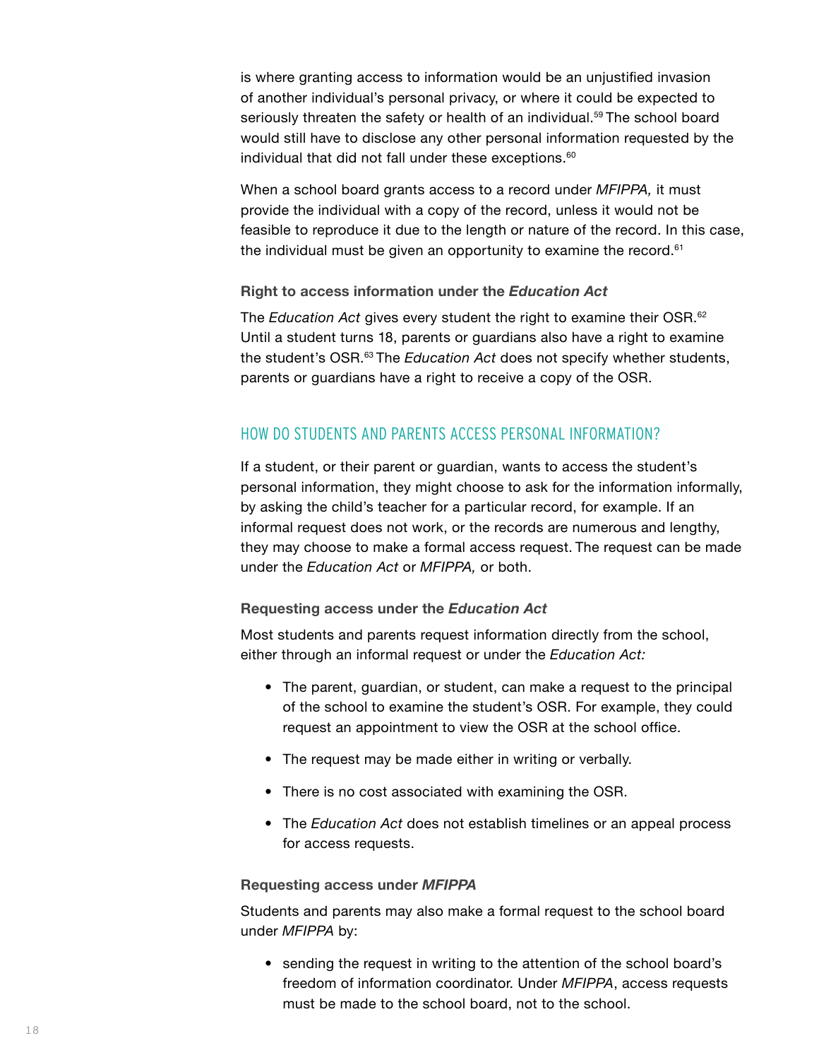is where granting access to information would be an unjustified invasion of another individual's personal privacy, or where it could be expected to seriously threaten the safety or health of an individual.[59] The school board would still have to disclose any other personal information requested by the individual that did not fall under these exceptions.[60]

When a school board grants access to a record under *MFIPPA,* it must provide the individual with a copy of the record, unless it would not be feasible to reproduce it due to the length or nature of the record. In this case, the individual must be given an opportunity to examine the record.[61]

#### Right to access information under the *Education Act*

The *Education Act* gives every student the right to examine their OSR.[62] Until a student turns 18, parents or guardians also have a right to examine the student's OSR.[63] The *Education Act* does not specify whether students, parents or guardians have a right to receive a copy of the OSR.

## HOW DO STUDENTS AND PARENTS ACCESS PERSONAL INFORMATION?

If a student, or their parent or guardian, wants to access the student's personal information, they might choose to ask for the information informally, by asking the child's teacher for a particular record, for example. If an informal request does not work, or the records are numerous and lengthy, they may choose to make a formal access request. The request can be made under the *Education Act* or *MFIPPA,* or both.

#### Requesting access under the *Education Act*

Most students and parents request information directly from the school, either through an informal request or under the *Education Act:*

- The parent, guardian, or student, can make a request to the principal of the school to examine the student's OSR. For example, they could request an appointment to view the OSR at the school office.
- The request may be made either in writing or verbally.
- There is no cost associated with examining the OSR.
- The *Education Act* does not establish timelines or an appeal process for access requests.

#### Requesting access under *MFIPPA*

Students and parents may also make a formal request to the school board under *MFIPPA* by:

- sending the request in writing to the attention of the school board's freedom of information coordinator. Under *MFIPPA*, access requests must be made to the school board, not to the school.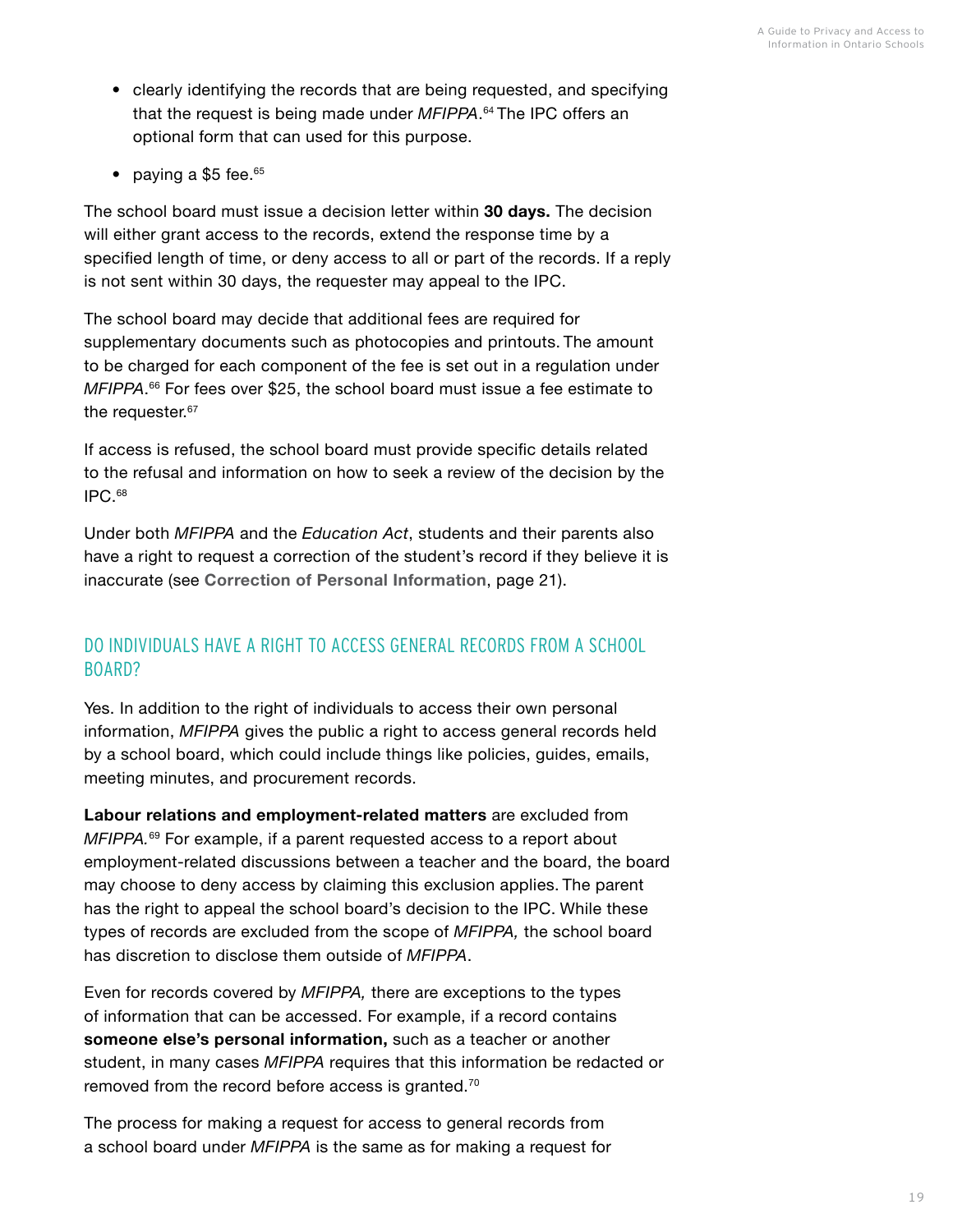- clearly identifying the records that are being requested, and specifying that the request is being made under *MFIPPA*.[64] The IPC offers an optional form that can used for this purpose.
- paying a $5 fee.[65]

The school board must issue a decision letter within **30 days.** The decision will either grant access to the records, extend the response time by a specified length of time, or deny access to all or part of the records. If a reply is not sent within 30 days, the requester may appeal to the IPC.

The school board may decide that additional fees are required for supplementary documents such as photocopies and printouts. The amount to be charged for each component of the fee is set out in a regulation under *MFIPPA*.[66] For fees over $25, the school board must issue a fee estimate to the requester.[67]

If access is refused, the school board must provide specific details related to the refusal and information on how to seek a review of the decision by the IPC.[68]

Under both *MFIPPA* and the *Education Act*, students and their parents also have a right to request a correction of the student's record if they believe it is inaccurate (see **Correction of Personal Information**, page 21).

## DO INDIVIDUALS HAVE A RIGHT TO ACCESS GENERAL RECORDS FROM A SCHOOL BOARD?

Yes. In addition to the right of individuals to access their own personal information, *MFIPPA* gives the public a right to access general records held by a school board, which could include things like policies, guides, emails, meeting minutes, and procurement records.

**Labour relations and employment-related matters** are excluded from *MFIPPA*.[69] For example, if a parent requested access to a report about employment-related discussions between a teacher and the board, the board may choose to deny access by claiming this exclusion applies. The parent has the right to appeal the school board's decision to the IPC. While these types of records are excluded from the scope of *MFIPPA,* the school board has discretion to disclose them outside of *MFIPPA*.

Even for records covered by *MFIPPA,* there are exceptions to the types of information that can be accessed. For example, if a record contains **someone else's personal information,** such as a teacher or another student, in many cases *MFIPPA* requires that this information be redacted or removed from the record before access is granted.[70]

The process for making a request for access to general records from a school board under *MFIPPA* is the same as for making a request for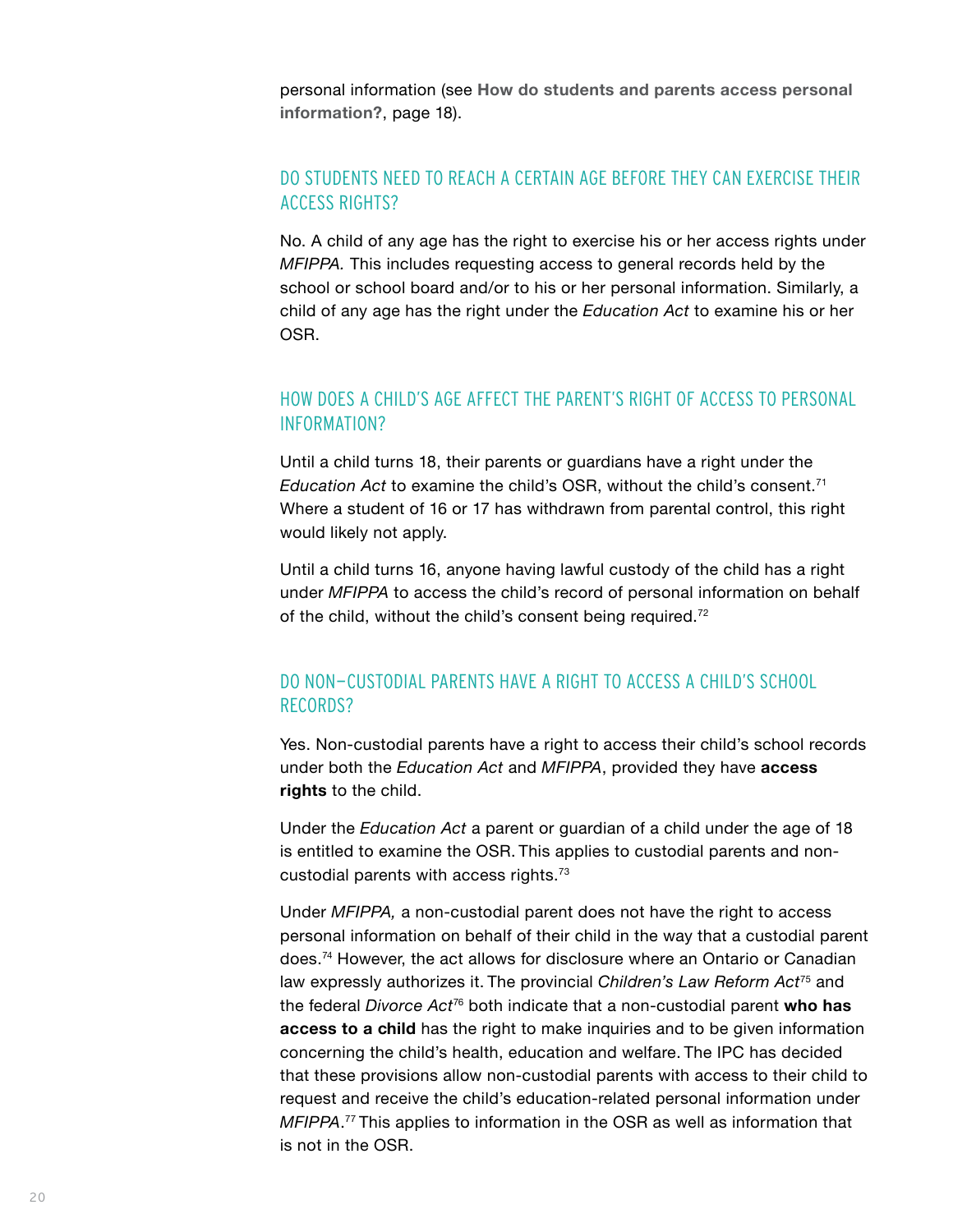personal information (see **How do students and parents access personal information?**, page 18).

## DO STUDENTS NEED TO REACH A CERTAIN AGE BEFORE THEY CAN EXERCISE THEIR ACCESS RIGHTS?

No. A child of any age has the right to exercise his or her access rights under *MFIPPA.* This includes requesting access to general records held by the school or school board and/or to his or her personal information. Similarly, a child of any age has the right under the *Education Act* to examine his or her OSR.

## HOW DOES A CHILD'S AGE AFFECT THE PARENT'S RIGHT OF ACCESS TO PERSONAL INFORMATION?

Until a child turns 18, their parents or guardians have a right under the *Education Act* to examine the child's OSR, without the child's consent.[71] Where a student of 16 or 17 has withdrawn from parental control, this right would likely not apply.

Until a child turns 16, anyone having lawful custody of the child has a right under *MFIPPA* to access the child's record of personal information on behalf of the child, without the child's consent being required.[72]

## DO NON–CUSTODIAL PARENTS HAVE A RIGHT TO ACCESS A CHILD'S SCHOOL RECORDS?

Yes. Non-custodial parents have a right to access their child's school records under both the *Education Act* and *MFIPPA*, provided they have **access rights** to the child.

Under the *Education Act* a parent or guardian of a child under the age of 18 is entitled to examine the OSR. This applies to custodial parents and non-custodial parents with access rights.[73]

Under *MFIPPA,* a non-custodial parent does not have the right to access personal information on behalf of their child in the way that a custodial parent does.[74] However, the act allows for disclosure where an Ontario or Canadian law expressly authorizes it. The provincial *Children's Law Reform Act*[75] and the federal *Divorce Act*[76] both indicate that a non-custodial parent **who has access to a child** has the right to make inquiries and to be given information concerning the child's health, education and welfare. The IPC has decided that these provisions allow non-custodial parents with access to their child to request and receive the child's education-related personal information under *MFIPPA*.[77] This applies to information in the OSR as well as information that is not in the OSR.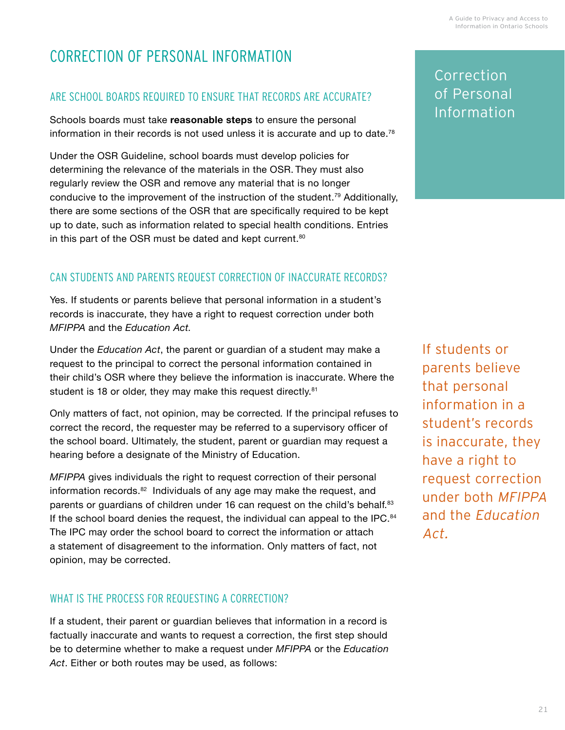# CORRECTION OF PERSONAL INFORMATION

Correction of Personal Information

## ARE SCHOOL BOARDS REQUIRED TO ENSURE THAT RECORDS ARE ACCURATE?

Schools boards must take **reasonable steps** to ensure the personal information in their records is not used unless it is accurate and up to date.[78]

Under the OSR Guideline, school boards must develop policies for determining the relevance of the materials in the OSR. They must also regularly review the OSR and remove any material that is no longer conducive to the improvement of the instruction of the student.[79] Additionally, there are some sections of the OSR that are specifically required to be kept up to date, such as information related to special health conditions. Entries in this part of the OSR must be dated and kept current.[80]

## CAN STUDENTS AND PARENTS REQUEST CORRECTION OF INACCURATE RECORDS?

Yes. If students or parents believe that personal information in a student's records is inaccurate, they have a right to request correction under both *MFIPPA* and the *Education Act.*

Under the *Education Act*, the parent or guardian of a student may make a request to the principal to correct the personal information contained in their child's OSR where they believe the information is inaccurate. Where the student is 18 or older, they may make this request directly.[81]

Only matters of fact, not opinion, may be corrected. If the principal refuses to correct the record, the requester may be referred to a supervisory officer of the school board. Ultimately, the student, parent or guardian may request a hearing before a designate of the Ministry of Education.

*MFIPPA* gives individuals the right to request correction of their personal information records.[82] Individuals of any age may make the request, and parents or guardians of children under 16 can request on the child's behalf.[83] If the school board denies the request, the individual can appeal to the IPC.[84] The IPC may order the school board to correct the information or attach a statement of disagreement to the information. Only matters of fact, not opinion, may be corrected.

If students or parents believe that personal information in a student's records is inaccurate, they have a right to request correction under both *MFIPPA* and the *Education Act.*

## WHAT IS THE PROCESS FOR REQUESTING A CORRECTION?

If a student, their parent or guardian believes that information in a record is factually inaccurate and wants to request a correction, the first step should be to determine whether to make a request under *MFIPPA* or the *Education Act*. Either or both routes may be used, as follows: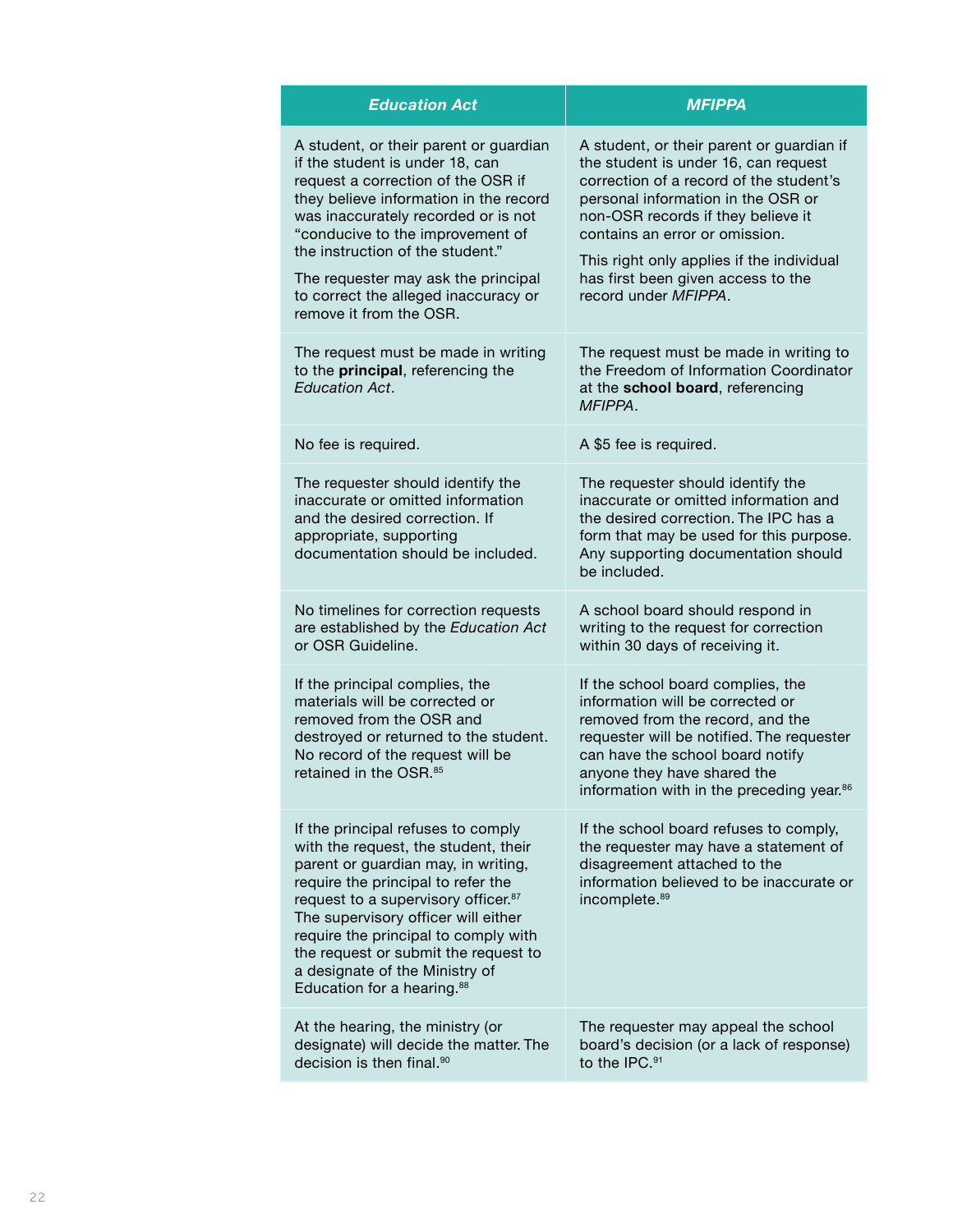| *Education Act* | *MFIPPA* |
| --- | --- |
| A student, or their parent or guardian if the student is under 18, can request a correction of the OSR if they believe information in the record was inaccurately recorded or is not "conducive to the improvement of the instruction of the student."<br><br>The requester may ask the principal to correct the alleged inaccuracy or remove it from the OSR. | A student, or their parent or guardian if the student is under 16, can request correction of a record of the student's personal information in the OSR or non-OSR records if they believe it contains an error or omission.<br><br>This right only applies if the individual has first been given access to the record under *MFIPPA*. |
| The request must be made in writing to the **principal**, referencing the *Education Act*. | The request must be made in writing to the Freedom of Information Coordinator at the **school board**, referencing *MFIPPA*. |
| No fee is required. | A $5 fee is required. |
| The requester should identify the inaccurate or omitted information and the desired correction. If appropriate, supporting documentation should be included. | The requester should identify the inaccurate or omitted information and the desired correction. The IPC has a form that may be used for this purpose. Any supporting documentation should be included. |
| No timelines for correction requests are established by the *Education Act* or OSR Guideline. | A school board should respond in writing to the request for correction within 30 days of receiving it. |
| If the principal complies, the materials will be corrected or removed from the OSR and destroyed or returned to the student. No record of the request will be retained in the OSR.[85] | If the school board complies, the information will be corrected or removed from the record, and the requester will be notified. The requester can have the school board notify anyone they have shared the information with in the preceding year.[86] |
| If the principal refuses to comply with the request, the student, their parent or guardian may, in writing, require the principal to refer the request to a supervisory officer.[87] The supervisory officer will either require the principal to comply with the request or submit the request to a designate of the Ministry of Education for a hearing.[88] | If the school board refuses to comply, the requester may have a statement of disagreement attached to the information believed to be inaccurate or incomplete.[89] |
| At the hearing, the ministry (or designate) will decide the matter. The decision is then final.[90] | The requester may appeal the school board's decision (or a lack of response) to the IPC.[91] |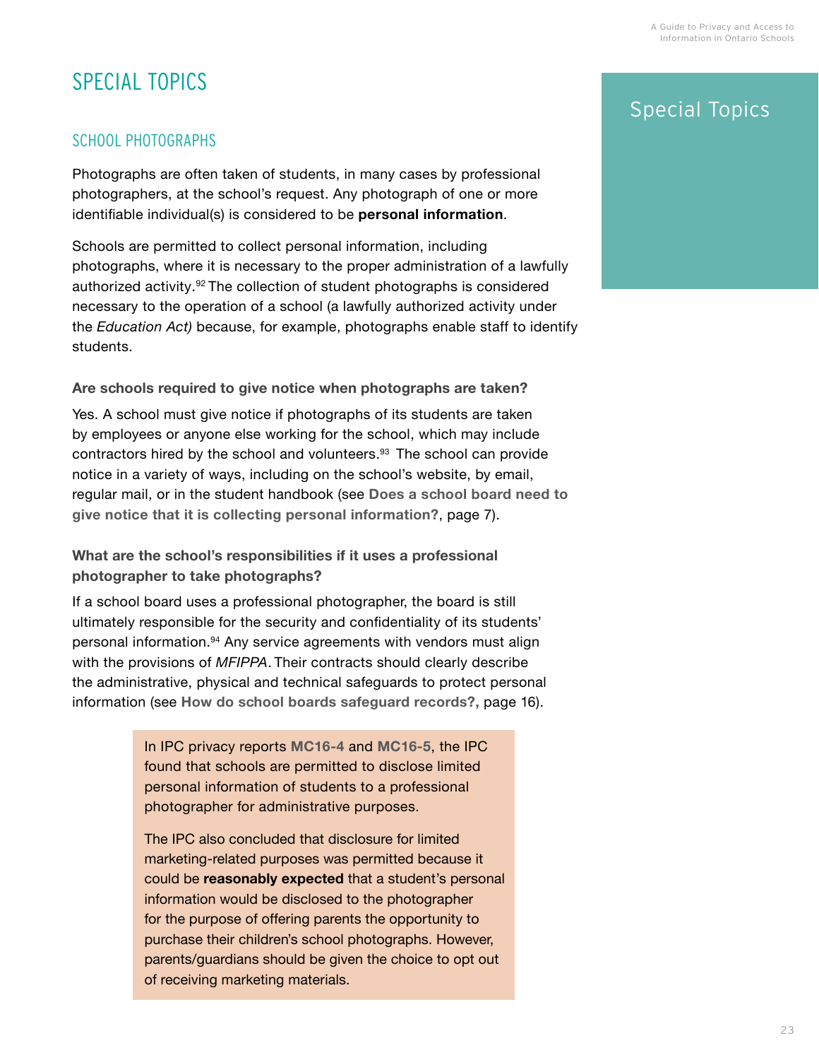# SPECIAL TOPICS

Special Topics

## SCHOOL PHOTOGRAPHS

Photographs are often taken of students, in many cases by professional photographers, at the school's request. Any photograph of one or more identifiable individual(s) is considered to be **personal information**.

Schools are permitted to collect personal information, including photographs, where it is necessary to the proper administration of a lawfully authorized activity.[92] The collection of student photographs is considered necessary to the operation of a school (a lawfully authorized activity under the *Education Act)* because, for example, photographs enable staff to identify students.

**Are schools required to give notice when photographs are taken?**

Yes. A school must give notice if photographs of its students are taken by employees or anyone else working for the school, which may include contractors hired by the school and volunteers.[93] The school can provide notice in a variety of ways, including on the school's website, by email, regular mail, or in the student handbook (see **Does a school board need to give notice that it is collecting personal information?**, page 7).

**What are the school's responsibilities if it uses a professional photographer to take photographs?**

If a school board uses a professional photographer, the board is still ultimately responsible for the security and confidentiality of its students' personal information.[94] Any service agreements with vendors must align with the provisions of *MFIPPA*. Their contracts should clearly describe the administrative, physical and technical safeguards to protect personal information (see **How do school boards safeguard records?,** page 16).

> In IPC privacy reports **MC16-4** and **MC16-5**, the IPC found that schools are permitted to disclose limited personal information of students to a professional photographer for administrative purposes.
>
> The IPC also concluded that disclosure for limited marketing-related purposes was permitted because it could be **reasonably expected** that a student's personal information would be disclosed to the photographer for the purpose of offering parents the opportunity to purchase their children's school photographs. However, parents/guardians should be given the choice to opt out of receiving marketing materials.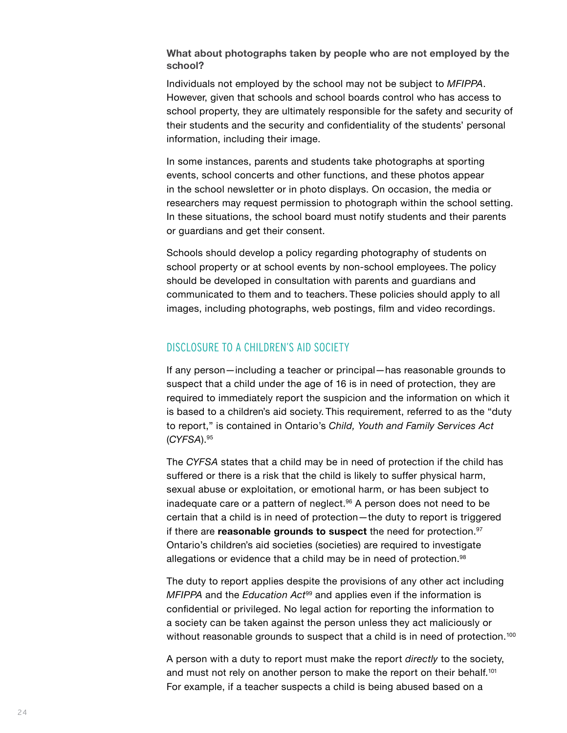### What about photographs taken by people who are not employed by the school?

Individuals not employed by the school may not be subject to *MFIPPA*. However, given that schools and school boards control who has access to school property, they are ultimately responsible for the safety and security of their students and the security and confidentiality of the students' personal information, including their image.

In some instances, parents and students take photographs at sporting events, school concerts and other functions, and these photos appear in the school newsletter or in photo displays. On occasion, the media or researchers may request permission to photograph within the school setting. In these situations, the school board must notify students and their parents or guardians and get their consent.

Schools should develop a policy regarding photography of students on school property or at school events by non-school employees. The policy should be developed in consultation with parents and guardians and communicated to them and to teachers. These policies should apply to all images, including photographs, web postings, film and video recordings.

## DISCLOSURE TO A CHILDREN'S AID SOCIETY

If any person—including a teacher or principal—has reasonable grounds to suspect that a child under the age of 16 is in need of protection, they are required to immediately report the suspicion and the information on which it is based to a children's aid society. This requirement, referred to as the "duty to report," is contained in Ontario's *Child, Youth and Family Services Act* (*CYFSA*).[95]

The *CYFSA* states that a child may be in need of protection if the child has suffered or there is a risk that the child is likely to suffer physical harm, sexual abuse or exploitation, or emotional harm, or has been subject to inadequate care or a pattern of neglect.[96] A person does not need to be certain that a child is in need of protection—the duty to report is triggered if there are **reasonable grounds to suspect** the need for protection.[97] Ontario's children's aid societies (societies) are required to investigate allegations or evidence that a child may be in need of protection.[98]

The duty to report applies despite the provisions of any other act including *MFIPPA* and the *Education Act*[99] and applies even if the information is confidential or privileged. No legal action for reporting the information to a society can be taken against the person unless they act maliciously or without reasonable grounds to suspect that a child is in need of protection.[100]

A person with a duty to report must make the report *directly* to the society, and must not rely on another person to make the report on their behalf.[101] For example, if a teacher suspects a child is being abused based on a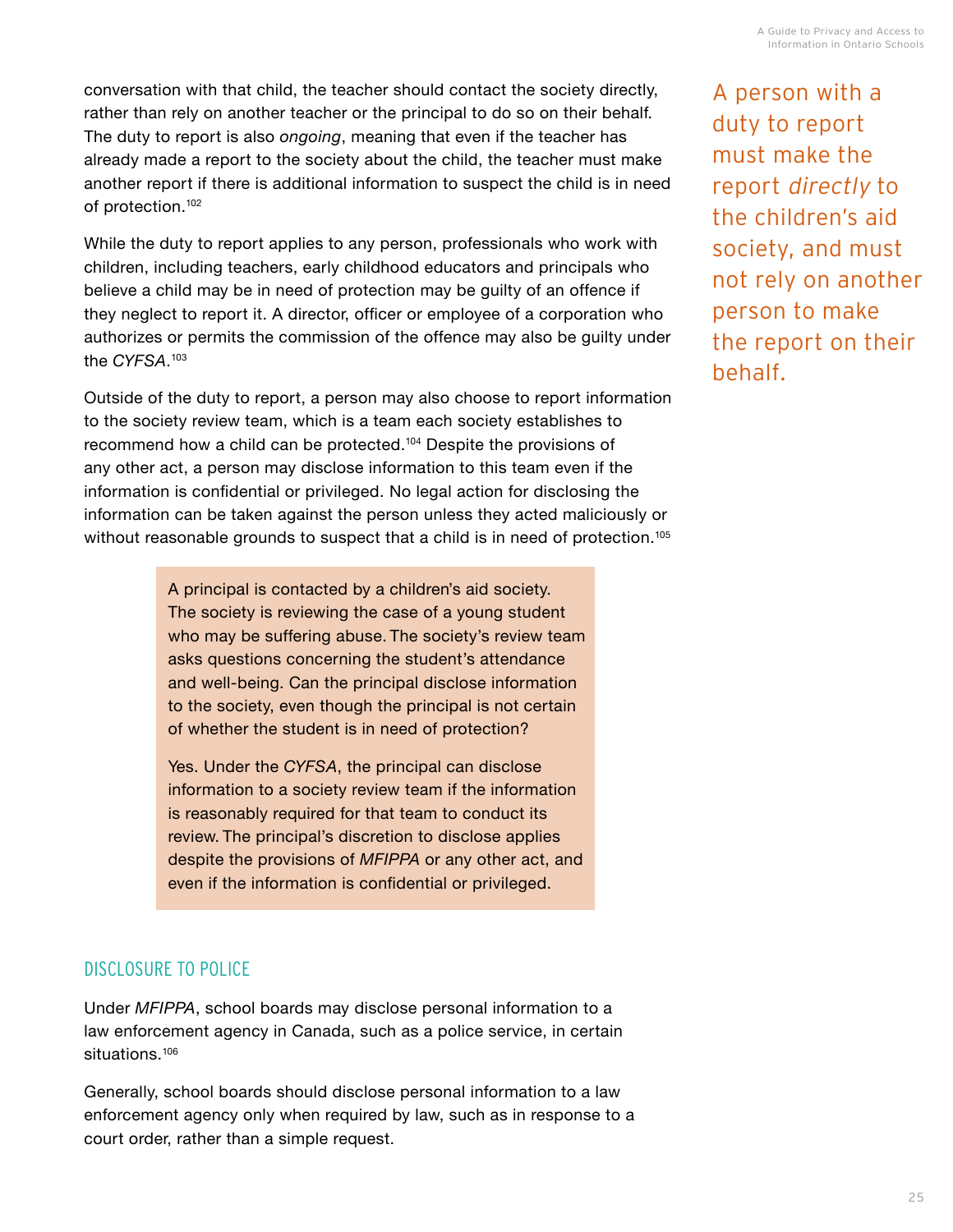conversation with that child, the teacher should contact the society directly, rather than rely on another teacher or the principal to do so on their behalf. The duty to report is also *ongoing*, meaning that even if the teacher has already made a report to the society about the child, the teacher must make another report if there is additional information to suspect the child is in need of protection.[102]

A person with a duty to report must make the report *directly* to the children's aid society, and must not rely on another person to make the report on their behalf.

While the duty to report applies to any person, professionals who work with children, including teachers, early childhood educators and principals who believe a child may be in need of protection may be guilty of an offence if they neglect to report it. A director, officer or employee of a corporation who authorizes or permits the commission of the offence may also be guilty under the *CYFSA*.[103]

Outside of the duty to report, a person may also choose to report information to the society review team, which is a team each society establishes to recommend how a child can be protected.[104] Despite the provisions of any other act, a person may disclose information to this team even if the information is confidential or privileged. No legal action for disclosing the information can be taken against the person unless they acted maliciously or without reasonable grounds to suspect that a child is in need of protection.[105]

A principal is contacted by a children's aid society. The society is reviewing the case of a young student who may be suffering abuse. The society's review team asks questions concerning the student's attendance and well-being. Can the principal disclose information to the society, even though the principal is not certain of whether the student is in need of protection?

Yes. Under the *CYFSA*, the principal can disclose information to a society review team if the information is reasonably required for that team to conduct its review. The principal's discretion to disclose applies despite the provisions of *MFIPPA* or any other act, and even if the information is confidential or privileged.

## DISCLOSURE TO POLICE

Under *MFIPPA*, school boards may disclose personal information to a law enforcement agency in Canada, such as a police service, in certain situations.[106]

Generally, school boards should disclose personal information to a law enforcement agency only when required by law, such as in response to a court order, rather than a simple request.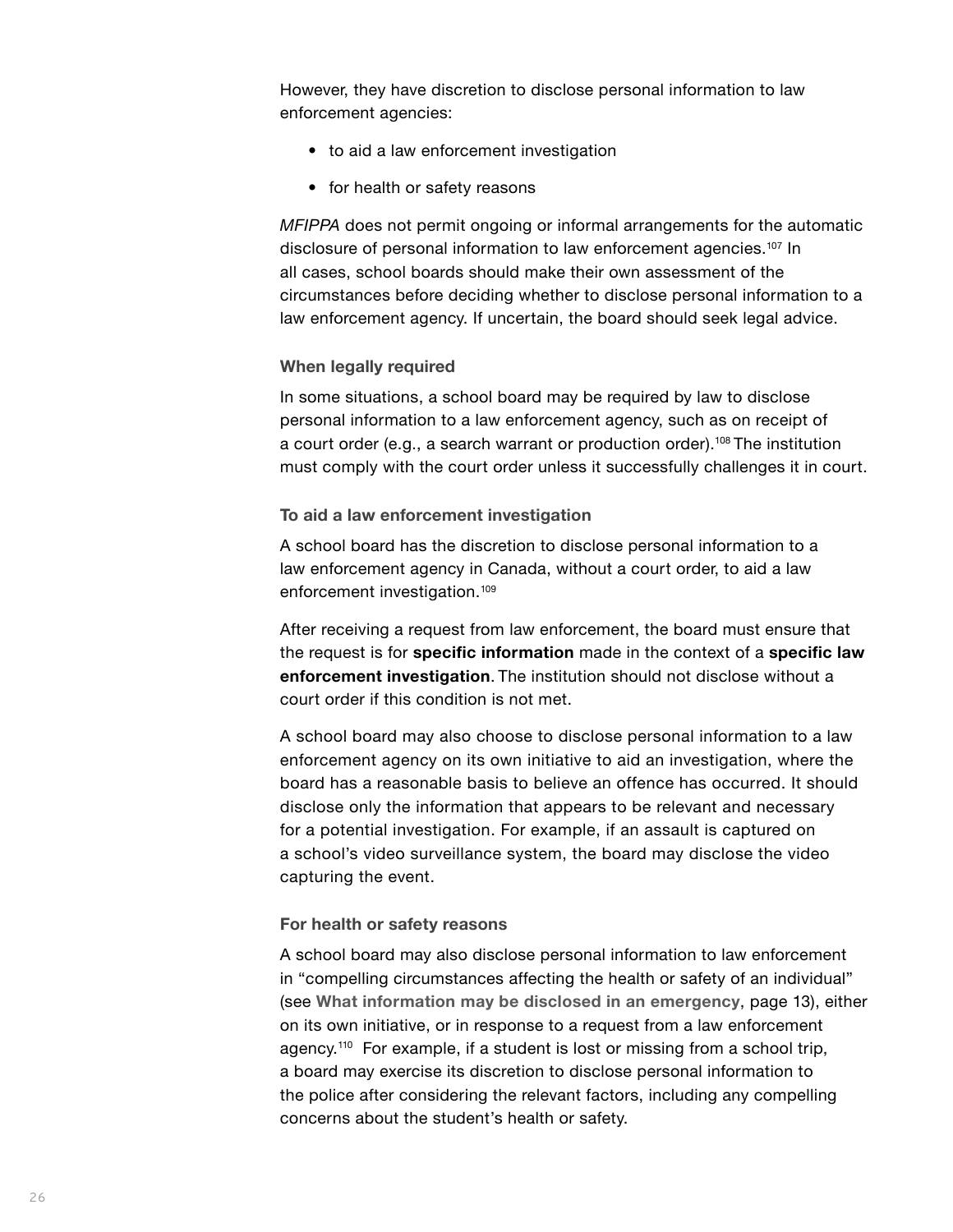However, they have discretion to disclose personal information to law enforcement agencies:

- to aid a law enforcement investigation
- for health or safety reasons

*MFIPPA* does not permit ongoing or informal arrangements for the automatic disclosure of personal information to law enforcement agencies.[107] In all cases, school boards should make their own assessment of the circumstances before deciding whether to disclose personal information to a law enforcement agency. If uncertain, the board should seek legal advice.

#### When legally required

In some situations, a school board may be required by law to disclose personal information to a law enforcement agency, such as on receipt of a court order (e.g., a search warrant or production order).[108] The institution must comply with the court order unless it successfully challenges it in court.

#### To aid a law enforcement investigation

A school board has the discretion to disclose personal information to a law enforcement agency in Canada, without a court order, to aid a law enforcement investigation.[109]

After receiving a request from law enforcement, the board must ensure that the request is for **specific information** made in the context of a **specific law enforcement investigation**. The institution should not disclose without a court order if this condition is not met.

A school board may also choose to disclose personal information to a law enforcement agency on its own initiative to aid an investigation, where the board has a reasonable basis to believe an offence has occurred. It should disclose only the information that appears to be relevant and necessary for a potential investigation. For example, if an assault is captured on a school's video surveillance system, the board may disclose the video capturing the event.

#### For health or safety reasons

A school board may also disclose personal information to law enforcement in "compelling circumstances affecting the health or safety of an individual" (see **What information may be disclosed in an emergency**, page 13), either on its own initiative, or in response to a request from a law enforcement agency.[110] For example, if a student is lost or missing from a school trip, a board may exercise its discretion to disclose personal information to the police after considering the relevant factors, including any compelling concerns about the student's health or safety.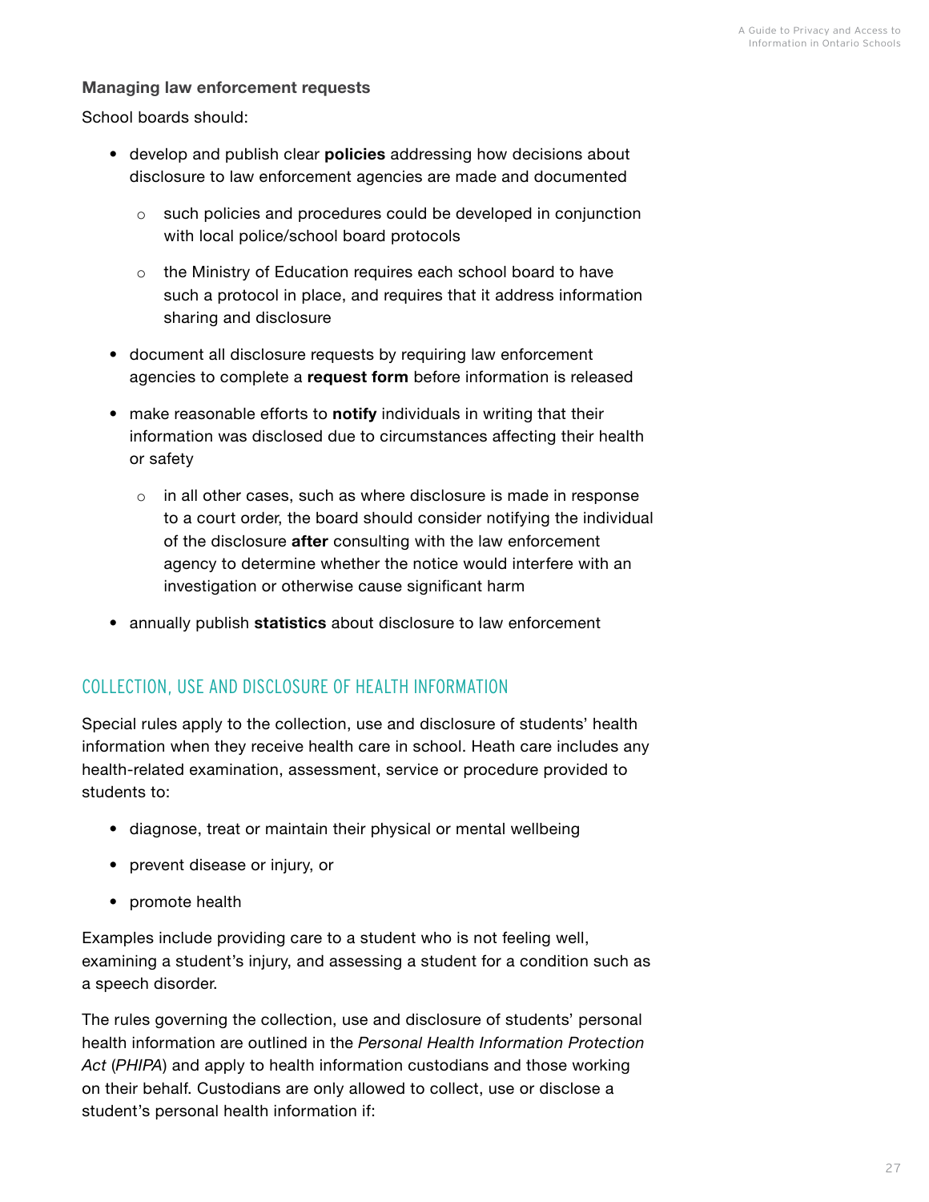**Managing law enforcement requests**

School boards should:

- develop and publish clear **policies** addressing how decisions about disclosure to law enforcement agencies are made and documented
  - such policies and procedures could be developed in conjunction with local police/school board protocols
  - the Ministry of Education requires each school board to have such a protocol in place, and requires that it address information sharing and disclosure
- document all disclosure requests by requiring law enforcement agencies to complete a **request form** before information is released
- make reasonable efforts to **notify** individuals in writing that their information was disclosed due to circumstances affecting their health or safety
  - in all other cases, such as where disclosure is made in response to a court order, the board should consider notifying the individual of the disclosure **after** consulting with the law enforcement agency to determine whether the notice would interfere with an investigation or otherwise cause significant harm
- annually publish **statistics** about disclosure to law enforcement

## COLLECTION, USE AND DISCLOSURE OF HEALTH INFORMATION

Special rules apply to the collection, use and disclosure of students' health information when they receive health care in school. Heath care includes any health-related examination, assessment, service or procedure provided to students to:

- diagnose, treat or maintain their physical or mental wellbeing
- prevent disease or injury, or
- promote health

Examples include providing care to a student who is not feeling well, examining a student's injury, and assessing a student for a condition such as a speech disorder.

The rules governing the collection, use and disclosure of students' personal health information are outlined in the *Personal Health Information Protection Act* (*PHIPA*) and apply to health information custodians and those working on their behalf. Custodians are only allowed to collect, use or disclose a student's personal health information if: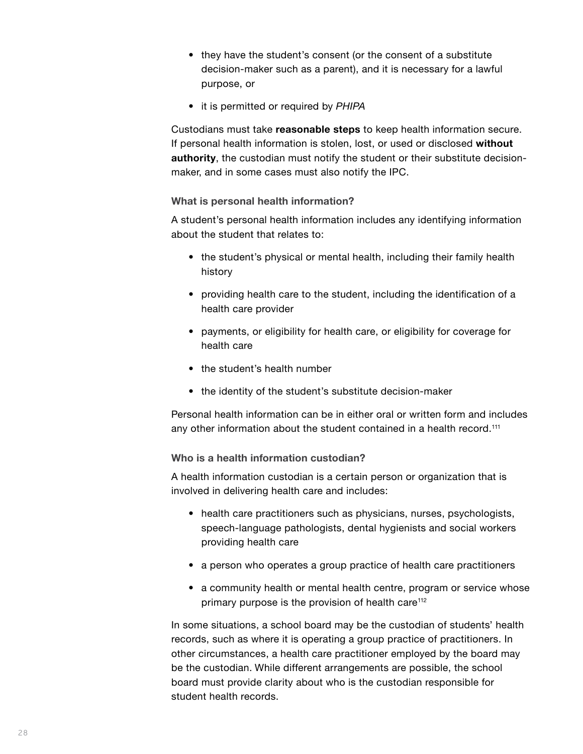- they have the student's consent (or the consent of a substitute decision-maker such as a parent), and it is necessary for a lawful purpose, or
- it is permitted or required by *PHIPA*

Custodians must take **reasonable steps** to keep health information secure. If personal health information is stolen, lost, or used or disclosed **without authority**, the custodian must notify the student or their substitute decision-maker, and in some cases must also notify the IPC.

### What is personal health information?

A student's personal health information includes any identifying information about the student that relates to:

- the student's physical or mental health, including their family health history
- providing health care to the student, including the identification of a health care provider
- payments, or eligibility for health care, or eligibility for coverage for health care
- the student's health number
- the identity of the student's substitute decision-maker

Personal health information can be in either oral or written form and includes any other information about the student contained in a health record.[111]

### Who is a health information custodian?

A health information custodian is a certain person or organization that is involved in delivering health care and includes:

- health care practitioners such as physicians, nurses, psychologists, speech-language pathologists, dental hygienists and social workers providing health care
- a person who operates a group practice of health care practitioners
- a community health or mental health centre, program or service whose primary purpose is the provision of health care[112]

In some situations, a school board may be the custodian of students' health records, such as where it is operating a group practice of practitioners. In other circumstances, a health care practitioner employed by the board may be the custodian. While different arrangements are possible, the school board must provide clarity about who is the custodian responsible for student health records.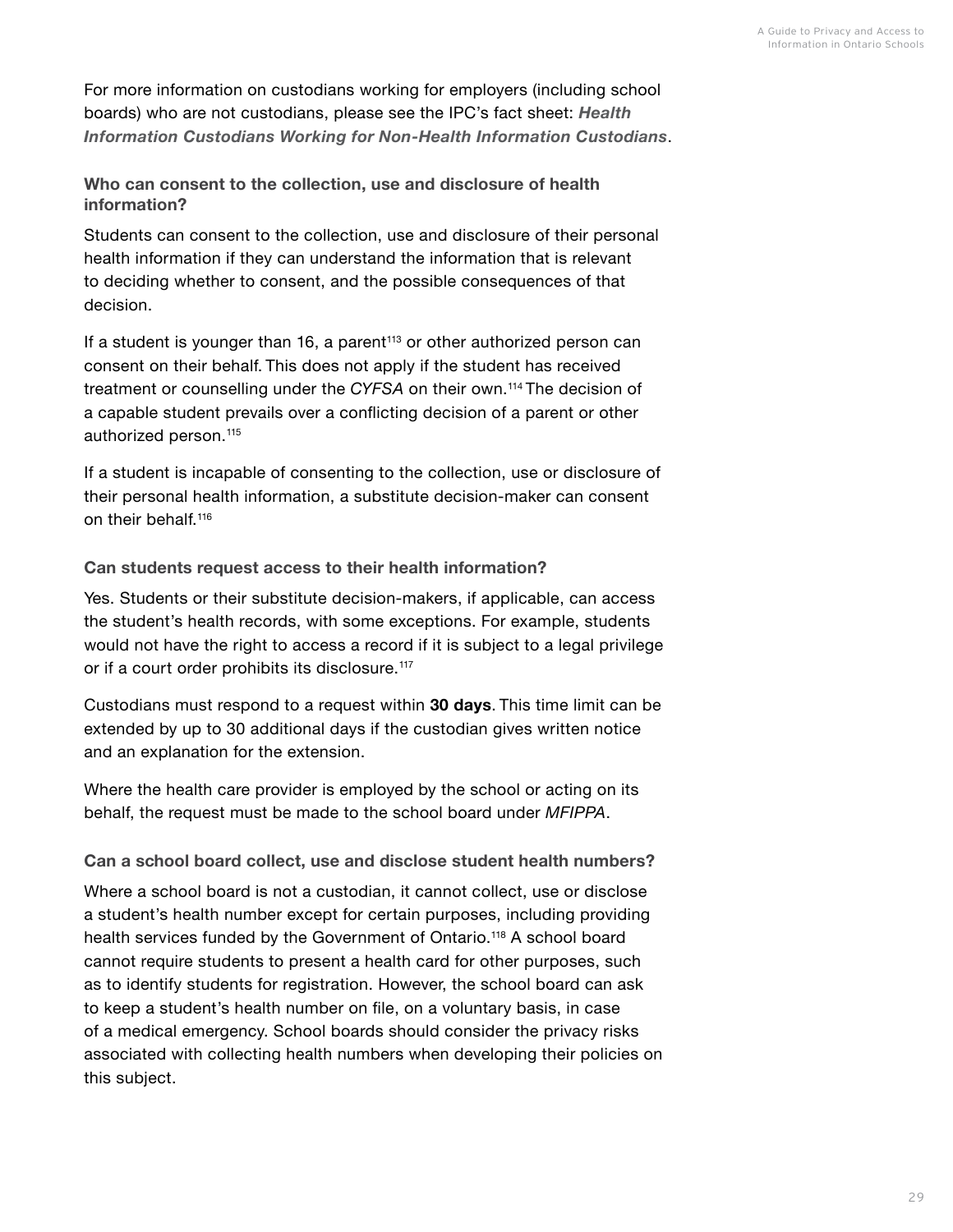For more information on custodians working for employers (including school boards) who are not custodians, please see the IPC's fact sheet: ***Health Information Custodians Working for Non-Health Information Custodians***.

### Who can consent to the collection, use and disclosure of health information?

Students can consent to the collection, use and disclosure of their personal health information if they can understand the information that is relevant to deciding whether to consent, and the possible consequences of that decision.

If a student is younger than 16, a parent[113] or other authorized person can consent on their behalf. This does not apply if the student has received treatment or counselling under the *CYFSA* on their own.[114] The decision of a capable student prevails over a conflicting decision of a parent or other authorized person.[115]

If a student is incapable of consenting to the collection, use or disclosure of their personal health information, a substitute decision-maker can consent on their behalf.[116]

### Can students request access to their health information?

Yes. Students or their substitute decision-makers, if applicable, can access the student's health records, with some exceptions. For example, students would not have the right to access a record if it is subject to a legal privilege or if a court order prohibits its disclosure.[117]

Custodians must respond to a request within **30 days**. This time limit can be extended by up to 30 additional days if the custodian gives written notice and an explanation for the extension.

Where the health care provider is employed by the school or acting on its behalf, the request must be made to the school board under *MFIPPA*.

### Can a school board collect, use and disclose student health numbers?

Where a school board is not a custodian, it cannot collect, use or disclose a student's health number except for certain purposes, including providing health services funded by the Government of Ontario.[118] A school board cannot require students to present a health card for other purposes, such as to identify students for registration. However, the school board can ask to keep a student's health number on file, on a voluntary basis, in case of a medical emergency. School boards should consider the privacy risks associated with collecting health numbers when developing their policies on this subject.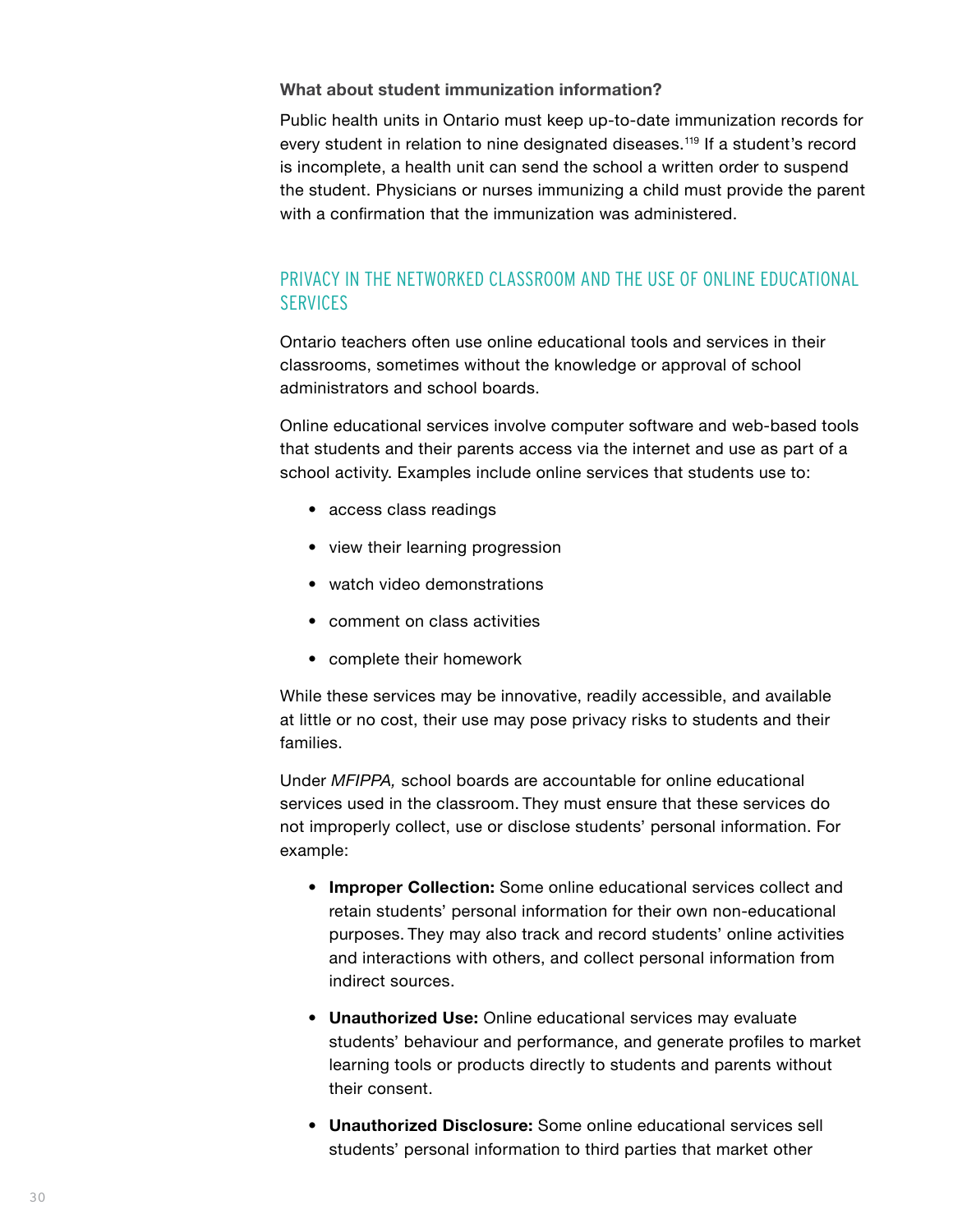### What about student immunization information?

Public health units in Ontario must keep up-to-date immunization records for every student in relation to nine designated diseases.[119] If a student's record is incomplete, a health unit can send the school a written order to suspend the student. Physicians or nurses immunizing a child must provide the parent with a confirmation that the immunization was administered.

## PRIVACY IN THE NETWORKED CLASSROOM AND THE USE OF ONLINE EDUCATIONAL SERVICES

Ontario teachers often use online educational tools and services in their classrooms, sometimes without the knowledge or approval of school administrators and school boards.

Online educational services involve computer software and web-based tools that students and their parents access via the internet and use as part of a school activity. Examples include online services that students use to:

- access class readings
- view their learning progression
- watch video demonstrations
- comment on class activities
- complete their homework

While these services may be innovative, readily accessible, and available at little or no cost, their use may pose privacy risks to students and their families.

Under *MFIPPA,* school boards are accountable for online educational services used in the classroom. They must ensure that these services do not improperly collect, use or disclose students' personal information. For example:

- **Improper Collection:** Some online educational services collect and retain students' personal information for their own non-educational purposes. They may also track and record students' online activities and interactions with others, and collect personal information from indirect sources.
- **Unauthorized Use:** Online educational services may evaluate students' behaviour and performance, and generate profiles to market learning tools or products directly to students and parents without their consent.
- **Unauthorized Disclosure:** Some online educational services sell students' personal information to third parties that market other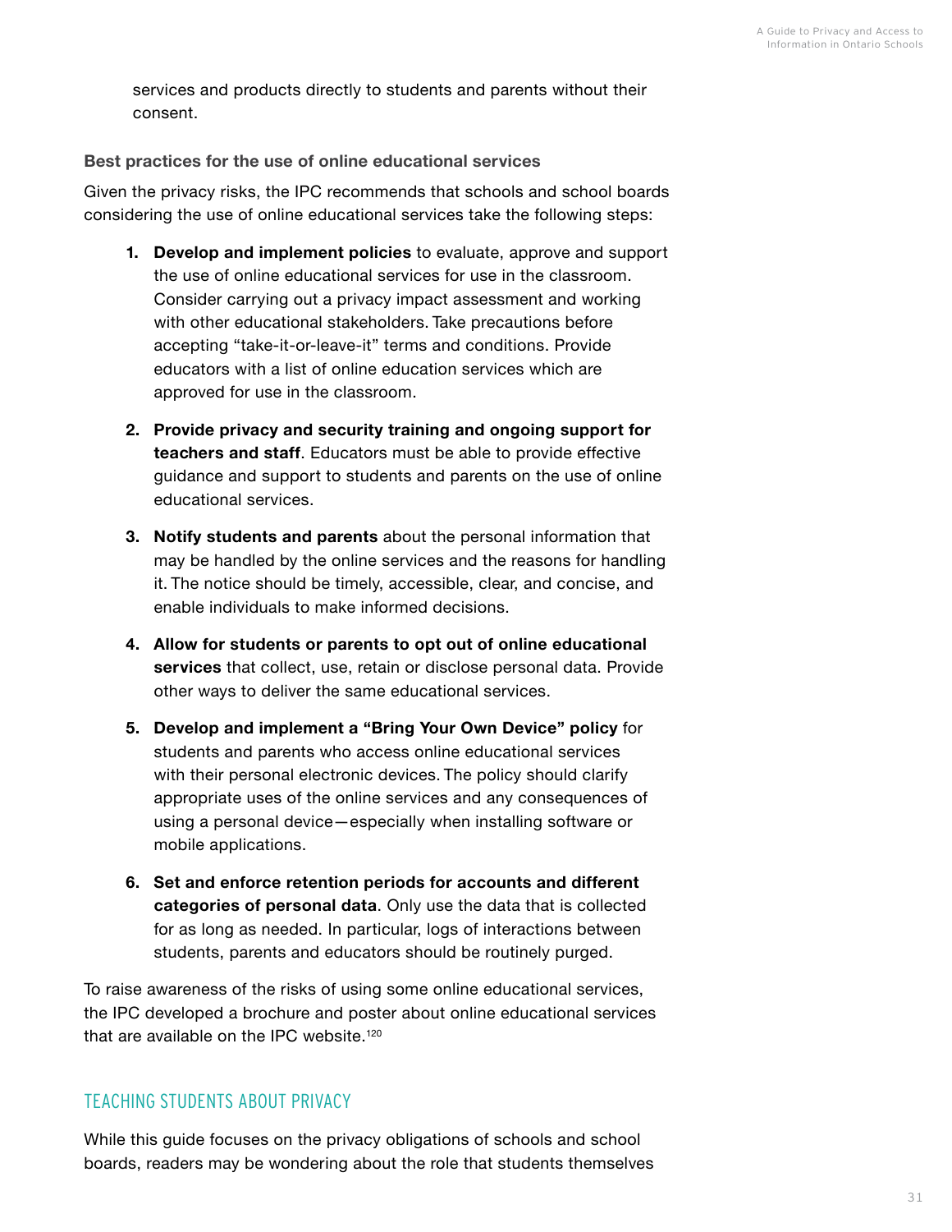services and products directly to students and parents without their consent.

### Best practices for the use of online educational services

Given the privacy risks, the IPC recommends that schools and school boards considering the use of online educational services take the following steps:

1. **Develop and implement policies** to evaluate, approve and support the use of online educational services for use in the classroom. Consider carrying out a privacy impact assessment and working with other educational stakeholders. Take precautions before accepting "take-it-or-leave-it" terms and conditions. Provide educators with a list of online education services which are approved for use in the classroom.

2. **Provide privacy and security training and ongoing support for teachers and staff**. Educators must be able to provide effective guidance and support to students and parents on the use of online educational services.

3. **Notify students and parents** about the personal information that may be handled by the online services and the reasons for handling it. The notice should be timely, accessible, clear, and concise, and enable individuals to make informed decisions.

4. **Allow for students or parents to opt out of online educational services** that collect, use, retain or disclose personal data. Provide other ways to deliver the same educational services.

5. **Develop and implement a "Bring Your Own Device" policy** for students and parents who access online educational services with their personal electronic devices. The policy should clarify appropriate uses of the online services and any consequences of using a personal device—especially when installing software or mobile applications.

6. **Set and enforce retention periods for accounts and different categories of personal data**. Only use the data that is collected for as long as needed. In particular, logs of interactions between students, parents and educators should be routinely purged.

To raise awareness of the risks of using some online educational services, the IPC developed a brochure and poster about online educational services that are available on the IPC website.[120]

## TEACHING STUDENTS ABOUT PRIVACY

While this guide focuses on the privacy obligations of schools and school boards, readers may be wondering about the role that students themselves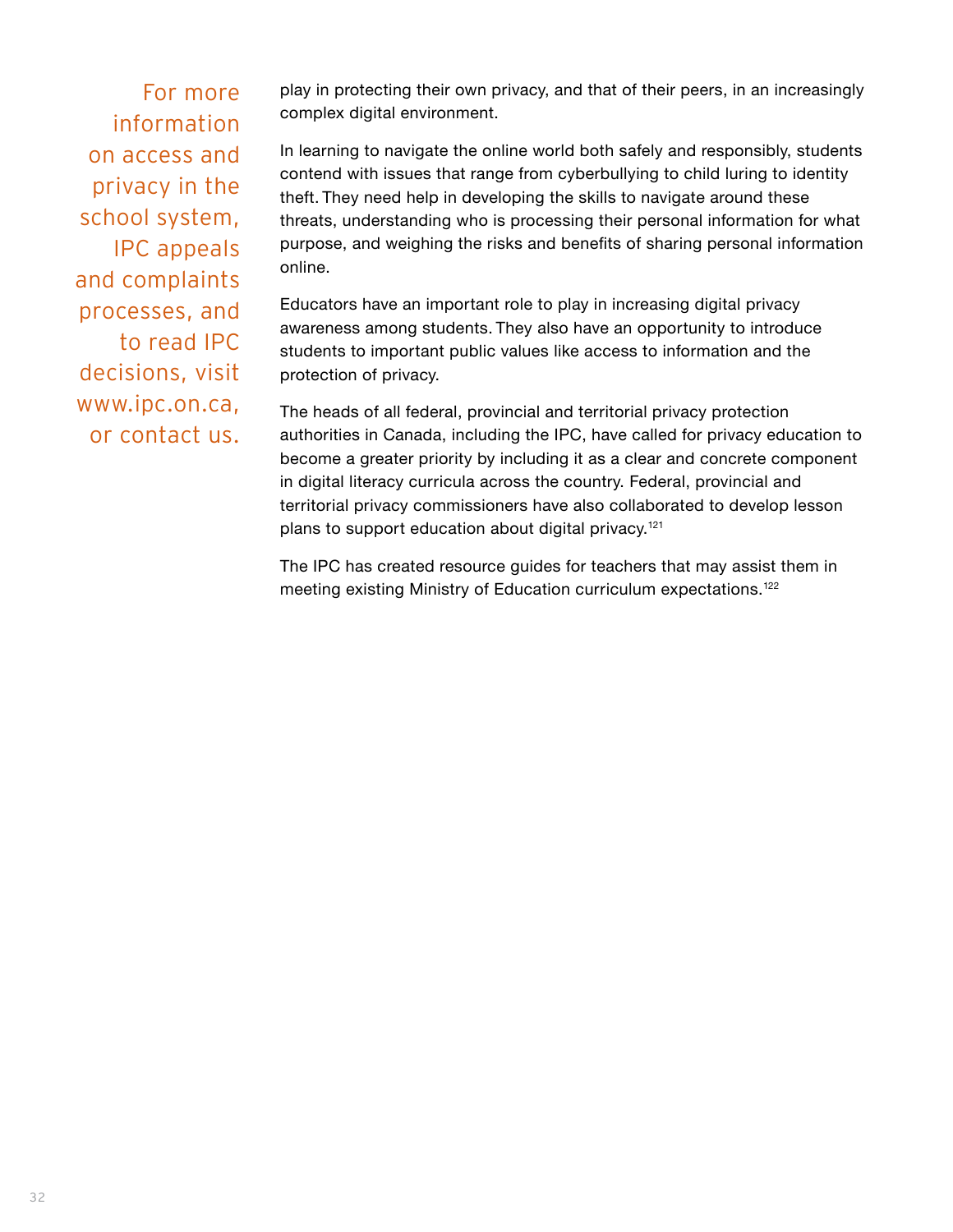For more information on access and privacy in the school system, IPC appeals and complaints processes, and to read IPC decisions, visit www.ipc.on.ca, or contact us.

play in protecting their own privacy, and that of their peers, in an increasingly complex digital environment.

In learning to navigate the online world both safely and responsibly, students contend with issues that range from cyberbullying to child luring to identity theft. They need help in developing the skills to navigate around these threats, understanding who is processing their personal information for what purpose, and weighing the risks and benefits of sharing personal information online.

Educators have an important role to play in increasing digital privacy awareness among students. They also have an opportunity to introduce students to important public values like access to information and the protection of privacy.

The heads of all federal, provincial and territorial privacy protection authorities in Canada, including the IPC, have called for privacy education to become a greater priority by including it as a clear and concrete component in digital literacy curricula across the country. Federal, provincial and territorial privacy commissioners have also collaborated to develop lesson plans to support education about digital privacy.[121]

The IPC has created resource guides for teachers that may assist them in meeting existing Ministry of Education curriculum expectations.[122]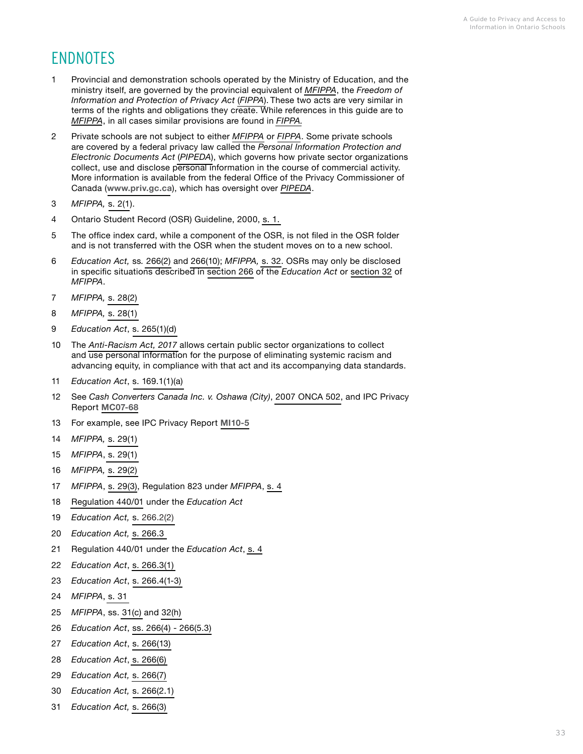# ENDNOTES

1. Provincial and demonstration schools operated by the Ministry of Education, and the ministry itself, are governed by the provincial equivalent of *MFIPPA*, the *Freedom of Information and Protection of Privacy Act* (*FIPPA*). These two acts are very similar in terms of the rights and obligations they create. While references in this guide are to *MFIPPA*, in all cases similar provisions are found in *FIPPA*.
2. Private schools are not subject to either *MFIPPA* or *FIPPA*. Some private schools are covered by a federal privacy law called the *Personal Information Protection and Electronic Documents Act* (*PIPEDA*), which governs how private sector organizations collect, use and disclose personal information in the course of commercial activity. More information is available from the federal Office of the Privacy Commissioner of Canada (**www.priv.gc.ca**), which has oversight over *PIPEDA*.
3. *MFIPPA,* s. 2(1).
4. Ontario Student Record (OSR) Guideline, 2000, s. 1.
5. The office index card, while a component of the OSR, is not filed in the OSR folder and is not transferred with the OSR when the student moves on to a new school.
6. *Education Act,* ss. 266(2) and 266(10); *MFIPPA,* s. 32. OSRs may only be disclosed in specific situations described in section 266 of the *Education Act* or section 32 of *MFIPPA*.
7. *MFIPPA,* s. 28(2)
8. *MFIPPA,* s. 28(1)
9. *Education Act*, s. 265(1)(d)
10. The *Anti-Racism Act, 2017* allows certain public sector organizations to collect and use personal information for the purpose of eliminating systemic racism and advancing equity, in compliance with that act and its accompanying data standards.
11. *Education Act*, s. 169.1(1)(a)
12. See *Cash Converters Canada Inc. v. Oshawa (City)*, 2007 ONCA 502, and IPC Privacy Report **MC07-68**
13. For example, see IPC Privacy Report **MI10-5**
14. *MFIPPA,* s. 29(1)
15. *MFIPPA*, s. 29(1)
16. *MFIPPA,* s. 29(2)
17. *MFIPPA*, s. 29(3), Regulation 823 under *MFIPPA*, s. 4
18. Regulation 440/01 under the *Education Act*
19. *Education Act,* s. 266.2(2)
20. *Education Act,* s. 266.3
21. Regulation 440/01 under the *Education Act*, s. 4
22. *Education Act*, s. 266.3(1)
23. *Education Act*, s. 266.4(1-3)
24. *MFIPPA*, s. 31
25. *MFIPPA*, ss. 31(c) and 32(h)
26. *Education Act*, ss. 266(4) - 266(5.3)
27. *Education Act*, s. 266(13)
28. *Education Act*, s. 266(6)
29. *Education Act,* s. 266(7)
30. *Education Act,* s. 266(2.1)
31. *Education Act,* s. 266(3)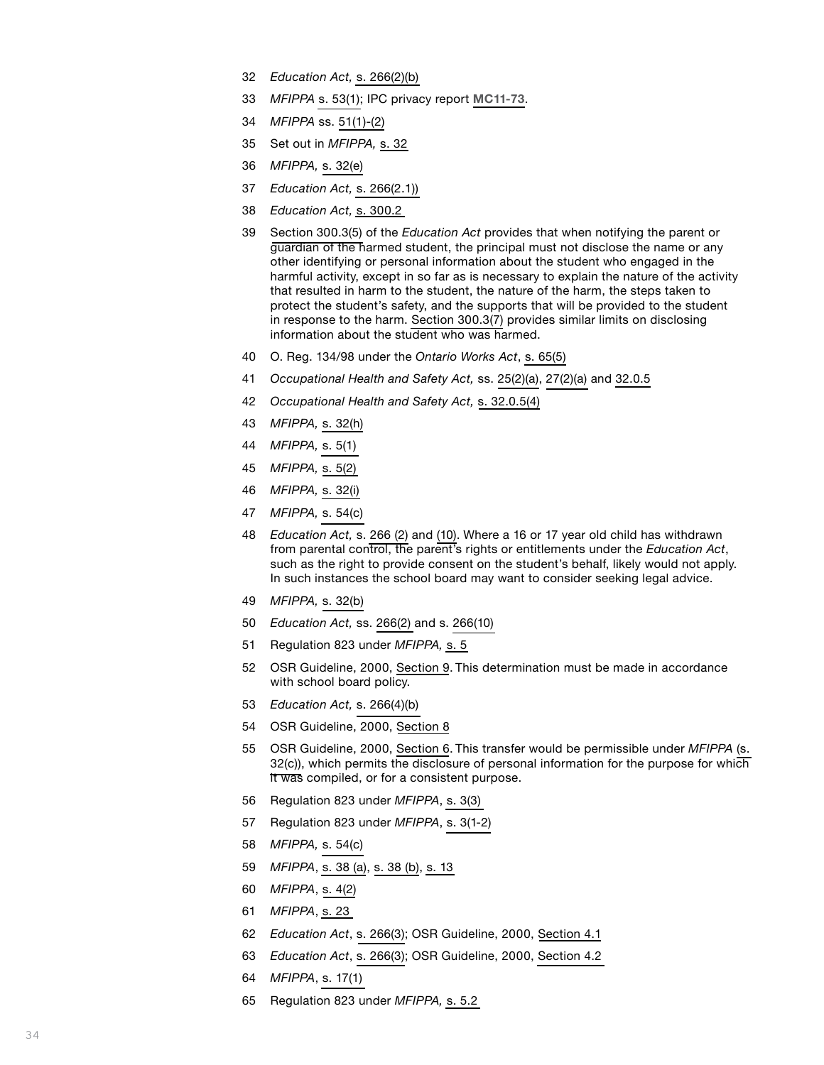32 *Education Act,* s. 266(2)(b)

33 *MFIPPA* s. 53(1); IPC privacy report **MC11-73**.

34 *MFIPPA* ss. 51(1)-(2)

35 Set out in *MFIPPA,* s. 32

36 *MFIPPA,* s. 32(e)

37 *Education Act,* s. 266(2.1))

38 *Education Act,* s. 300.2

39 Section 300.3(5) of the *Education Act* provides that when notifying the parent or guardian of the harmed student, the principal must not disclose the name or any other identifying or personal information about the student who engaged in the harmful activity, except in so far as is necessary to explain the nature of the activity that resulted in harm to the student, the nature of the harm, the steps taken to protect the student's safety, and the supports that will be provided to the student in response to the harm. Section 300.3(7) provides similar limits on disclosing information about the student who was harmed.

40 O. Reg. 134/98 under the *Ontario Works Act*, s. 65(5)

41 *Occupational Health and Safety Act,* ss. 25(2)(a), 27(2)(a) and 32.0.5

42 *Occupational Health and Safety Act,* s. 32.0.5(4)

43 *MFIPPA,* s. 32(h)

44 *MFIPPA,* s. 5(1)

45 *MFIPPA,* s. 5(2)

46 *MFIPPA,* s. 32(i)

47 *MFIPPA,* s. 54(c)

48 *Education Act,* s. 266 (2) and (10). Where a 16 or 17 year old child has withdrawn from parental control, the parent's rights or entitlements under the *Education Act*, such as the right to provide consent on the student's behalf, likely would not apply. In such instances the school board may want to consider seeking legal advice.

49 *MFIPPA,* s. 32(b)

50 *Education Act,* ss. 266(2) and s. 266(10)

51 Regulation 823 under *MFIPPA,* s. 5

52 OSR Guideline, 2000, Section 9. This determination must be made in accordance with school board policy.

53 *Education Act,* s. 266(4)(b)

54 OSR Guideline, 2000, Section 8

55 OSR Guideline, 2000, Section 6. This transfer would be permissible under *MFIPPA* (s. 32(c)), which permits the disclosure of personal information for the purpose for which it was compiled, or for a consistent purpose.

56 Regulation 823 under *MFIPPA*, s. 3(3)

57 Regulation 823 under *MFIPPA*, s. 3(1-2)

58 *MFIPPA,* s. 54(c)

59 *MFIPPA*, s. 38 (a), s. 38 (b), s. 13

60 *MFIPPA*, s. 4(2)

61 *MFIPPA*, s. 23

62 *Education Act*, s. 266(3); OSR Guideline, 2000, Section 4.1

63 *Education Act*, s. 266(3); OSR Guideline, 2000, Section 4.2

64 *MFIPPA*, s. 17(1)

65 Regulation 823 under *MFIPPA,* s. 5.2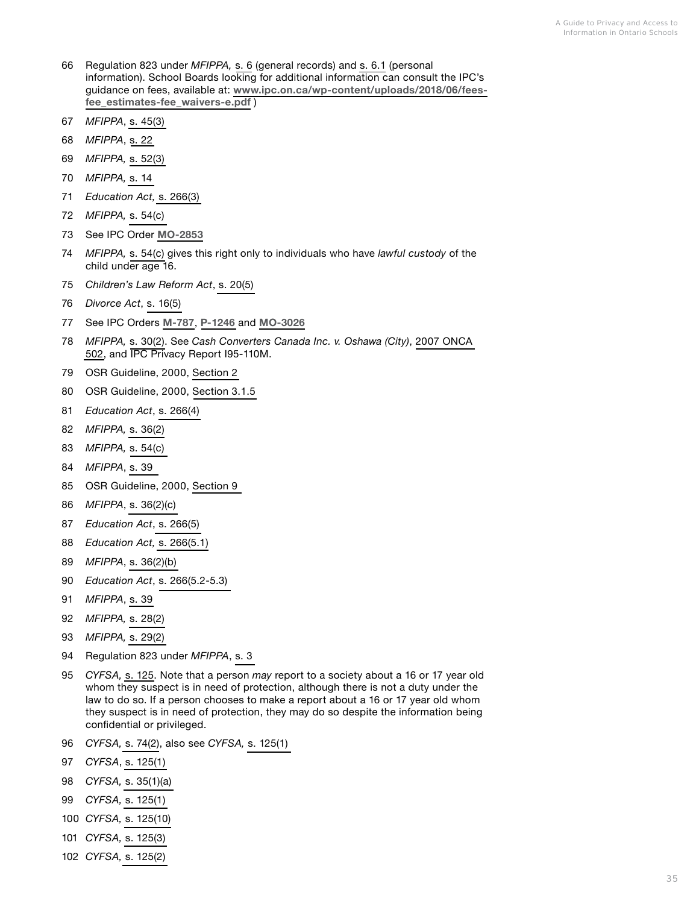66 Regulation 823 under *MFIPPA,* s. 6 (general records) and s. 6.1 (personal information). School Boards looking for additional information can consult the IPC's guidance on fees, available at: **www.ipc.on.ca/wp-content/uploads/2018/06/fees-fee_estimates-fee_waivers-e.pdf** )

67 *MFIPPA*, s. 45(3)

68 *MFIPPA*, s. 22

69 *MFIPPA,* s. 52(3)

70 *MFIPPA,* s. 14

71 *Education Act,* s. 266(3)

72 *MFIPPA,* s. 54(c)

73 See IPC Order **MO-2853**

74 *MFIPPA,* s. 54(c) gives this right only to individuals who have *lawful custody* of the child under age 16.

75 *Children's Law Reform Act*, s. 20(5)

76 *Divorce Act*, s. 16(5)

77 See IPC Orders **M-787**, **P-1246** and **MO-3026**

78 *MFIPPA,* s. 30(2). See *Cash Converters Canada Inc. v. Oshawa (City)*, 2007 ONCA 502, and IPC Privacy Report I95-110M.

79 OSR Guideline, 2000, Section 2

80 OSR Guideline, 2000, Section 3.1.5

81 *Education Act*, s. 266(4)

82 *MFIPPA,* s. 36(2)

83 *MFIPPA,* s. 54(c)

84 *MFIPPA*, s. 39

85 OSR Guideline, 2000, Section 9

86 *MFIPPA*, s. 36(2)(c)

87 *Education Act*, s. 266(5)

88 *Education Act,* s. 266(5.1)

89 *MFIPPA*, s. 36(2)(b)

90 *Education Act*, s. 266(5.2-5.3)

91 *MFIPPA*, s. 39

92 *MFIPPA,* s. 28(2)

93 *MFIPPA,* s. 29(2)

94 Regulation 823 under *MFIPPA*, s. 3

95 *CYFSA,* s. 125. Note that a person *may* report to a society about a 16 or 17 year old whom they suspect is in need of protection, although there is not a duty under the law to do so. If a person chooses to make a report about a 16 or 17 year old whom they suspect is in need of protection, they may do so despite the information being confidential or privileged.

96 *CYFSA,* s. 74(2), also see *CYFSA,* s. 125(1)

97 *CYFSA*, s. 125(1)

98 *CYFSA,* s. 35(1)(a)

99 *CYFSA,* s. 125(1)

100 *CYFSA,* s. 125(10)

101 *CYFSA,* s. 125(3)

102 *CYFSA,* s. 125(2)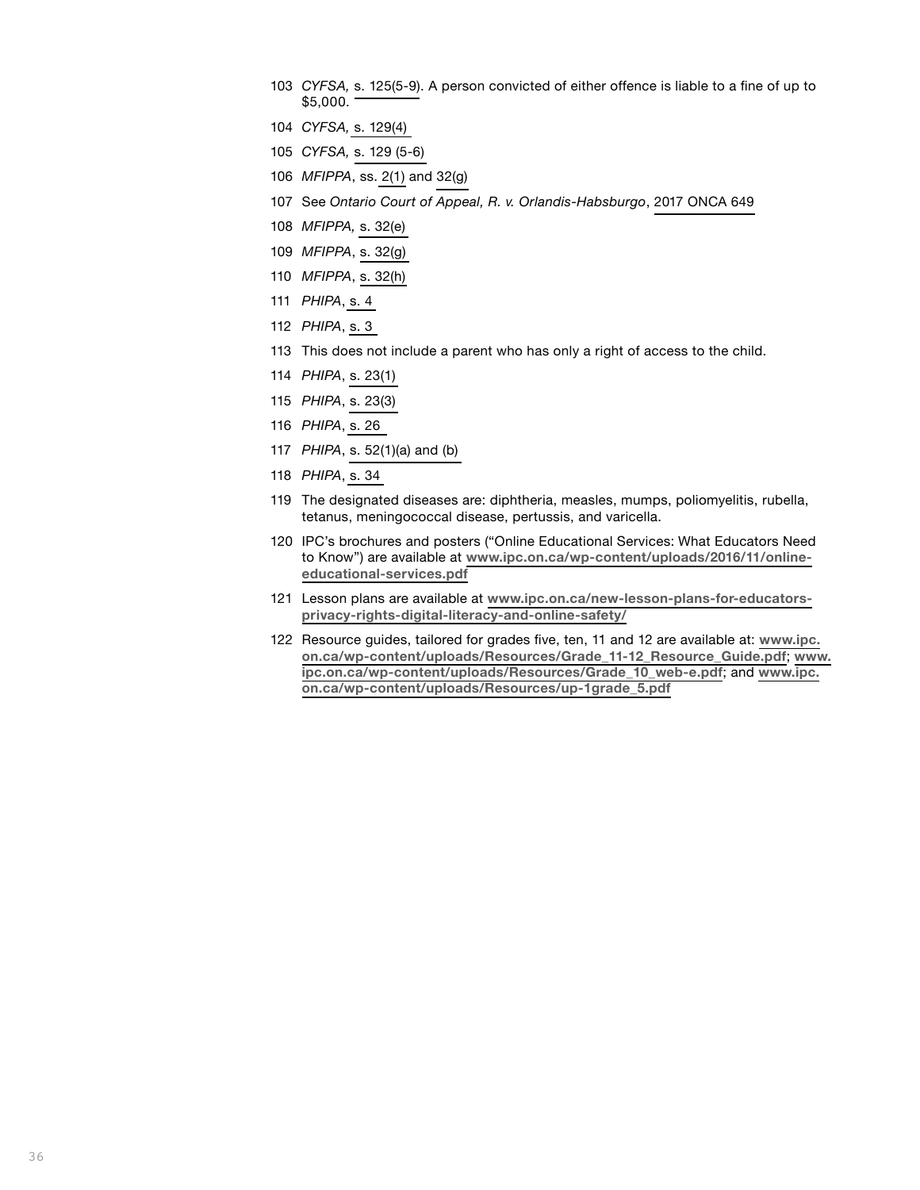103 *CYFSA,* s. 125(5-9). A person convicted of either offence is liable to a fine of up to $5,000.

104 *CYFSA,* s. 129(4)

105 *CYFSA,* s. 129 (5-6)

106 *MFIPPA*, ss. 2(1) and 32(g)

107 See *Ontario Court of Appeal, R. v. Orlandis-Habsburgo*, 2017 ONCA 649

108 *MFIPPA,* s. 32(e)

109 *MFIPPA*, s. 32(g)

110 *MFIPPA*, s. 32(h)

111 *PHIPA*, s. 4

112 *PHIPA*, s. 3

113 This does not include a parent who has only a right of access to the child.

114 *PHIPA*, s. 23(1)

115 *PHIPA*, s. 23(3)

116 *PHIPA*, s. 26

117 *PHIPA*, s. 52(1)(a) and (b)

118 *PHIPA*, s. 34

119 The designated diseases are: diphtheria, measles, mumps, poliomyelitis, rubella, tetanus, meningococcal disease, pertussis, and varicella.

120 IPC's brochures and posters ("Online Educational Services: What Educators Need to Know") are available at **www.ipc.on.ca/wp-content/uploads/2016/11/online-educational-services.pdf**

121 Lesson plans are available at **www.ipc.on.ca/new-lesson-plans-for-educators-privacy-rights-digital-literacy-and-online-safety/**

122 Resource guides, tailored for grades five, ten, 11 and 12 are available at: **www.ipc.on.ca/wp-content/uploads/Resources/Grade_11-12_Resource_Guide.pdf**; **www.ipc.on.ca/wp-content/uploads/Resources/Grade_10_web-e.pdf**; and **www.ipc.on.ca/wp-content/uploads/Resources/up-1grade_5.pdf**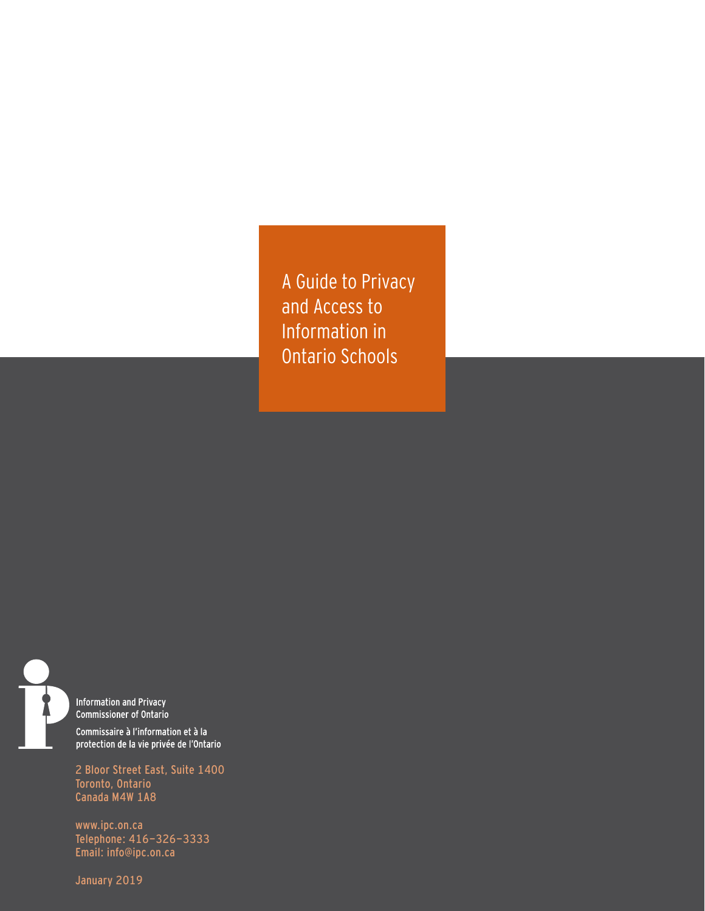A Guide to Privacy and Access to Information in Ontario Schools

Information and Privacy Commissioner of Ontario

Commissaire à l'information et à la protection de la vie privée de l'Ontario

2 Bloor Street East, Suite 1400
Toronto, Ontario
Canada M4W 1A8

www.ipc.on.ca
Telephone: 416-326-3333
Email: info@ipc.on.ca

January 2019